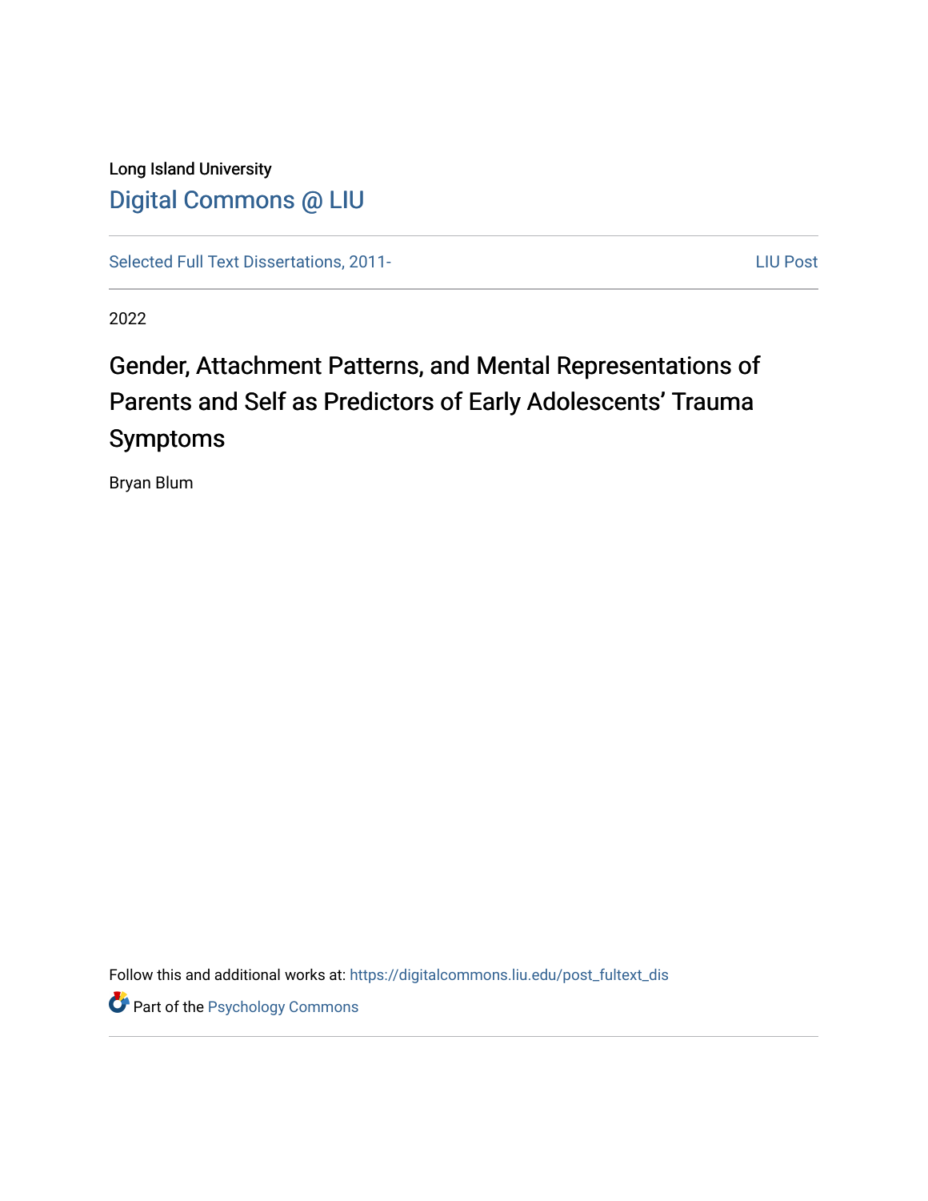Long Island University

Digital Commons @ LIU

Selected Full Text Dissertations, 2011-

LIU Post

2022

# Gender, Attachment Patterns, and Mental Representations of Parents and Self as Predictors of Early Adolescents' Trauma Symptoms

Bryan Blum

Follow this and additional works at: https://digitalcommons.liu.edu/post_fultext_dis

Part of the Psychology Commons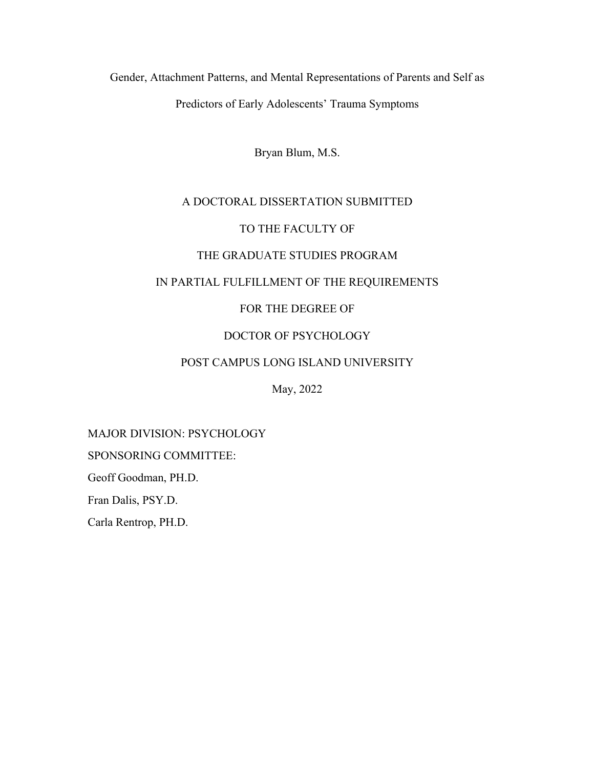Gender, Attachment Patterns, and Mental Representations of Parents and Self as Predictors of Early Adolescents' Trauma Symptoms

Bryan Blum, M.S.

A DOCTORAL DISSERTATION SUBMITTED

TO THE FACULTY OF

THE GRADUATE STUDIES PROGRAM

IN PARTIAL FULFILLMENT OF THE REQUIREMENTS

FOR THE DEGREE OF

DOCTOR OF PSYCHOLOGY

POST CAMPUS LONG ISLAND UNIVERSITY

May, 2022

MAJOR DIVISION: PSYCHOLOGY

SPONSORING COMMITTEE:

Geoff Goodman, PH.D.

Fran Dalis, PSY.D.

Carla Rentrop, PH.D.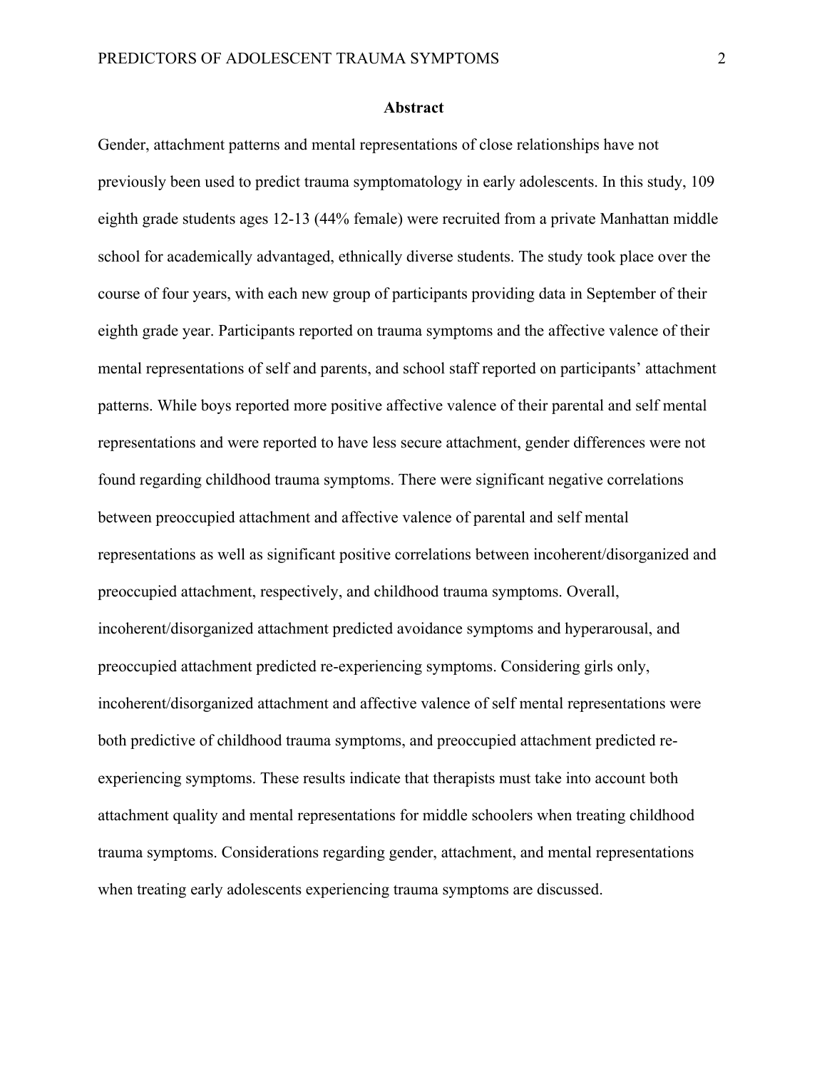## Abstract

Gender, attachment patterns and mental representations of close relationships have not previously been used to predict trauma symptomatology in early adolescents. In this study, 109 eighth grade students ages 12-13 (44% female) were recruited from a private Manhattan middle school for academically advantaged, ethnically diverse students. The study took place over the course of four years, with each new group of participants providing data in September of their eighth grade year. Participants reported on trauma symptoms and the affective valence of their mental representations of self and parents, and school staff reported on participants' attachment patterns. While boys reported more positive affective valence of their parental and self mental representations and were reported to have less secure attachment, gender differences were not found regarding childhood trauma symptoms. There were significant negative correlations between preoccupied attachment and affective valence of parental and self mental representations as well as significant positive correlations between incoherent/disorganized and preoccupied attachment, respectively, and childhood trauma symptoms. Overall, incoherent/disorganized attachment predicted avoidance symptoms and hyperarousal, and preoccupied attachment predicted re-experiencing symptoms. Considering girls only, incoherent/disorganized attachment and affective valence of self mental representations were both predictive of childhood trauma symptoms, and preoccupied attachment predicted re-experiencing symptoms. These results indicate that therapists must take into account both attachment quality and mental representations for middle schoolers when treating childhood trauma symptoms. Considerations regarding gender, attachment, and mental representations when treating early adolescents experiencing trauma symptoms are discussed.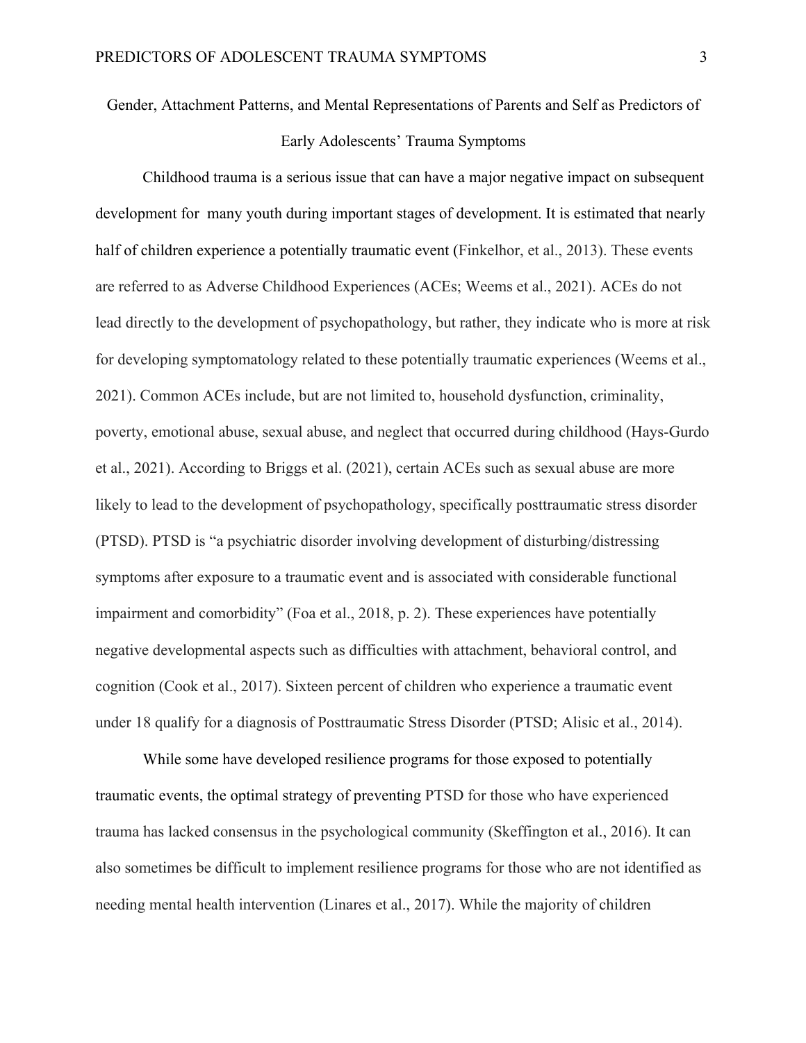# Gender, Attachment Patterns, and Mental Representations of Parents and Self as Predictors of Early Adolescents' Trauma Symptoms

Childhood trauma is a serious issue that can have a major negative impact on subsequent development for many youth during important stages of development. It is estimated that nearly half of children experience a potentially traumatic event (Finkelhor, et al., 2013). These events are referred to as Adverse Childhood Experiences (ACEs; Weems et al., 2021). ACEs do not lead directly to the development of psychopathology, but rather, they indicate who is more at risk for developing symptomatology related to these potentially traumatic experiences (Weems et al., 2021). Common ACEs include, but are not limited to, household dysfunction, criminality, poverty, emotional abuse, sexual abuse, and neglect that occurred during childhood (Hays-Gurdo et al., 2021). According to Briggs et al. (2021), certain ACEs such as sexual abuse are more likely to lead to the development of psychopathology, specifically posttraumatic stress disorder (PTSD). PTSD is "a psychiatric disorder involving development of disturbing/distressing symptoms after exposure to a traumatic event and is associated with considerable functional impairment and comorbidity" (Foa et al., 2018, p. 2). These experiences have potentially negative developmental aspects such as difficulties with attachment, behavioral control, and cognition (Cook et al., 2017). Sixteen percent of children who experience a traumatic event under 18 qualify for a diagnosis of Posttraumatic Stress Disorder (PTSD; Alisic et al., 2014).

While some have developed resilience programs for those exposed to potentially traumatic events, the optimal strategy of preventing PTSD for those who have experienced trauma has lacked consensus in the psychological community (Skeffington et al., 2016). It can also sometimes be difficult to implement resilience programs for those who are not identified as needing mental health intervention (Linares et al., 2017). While the majority of children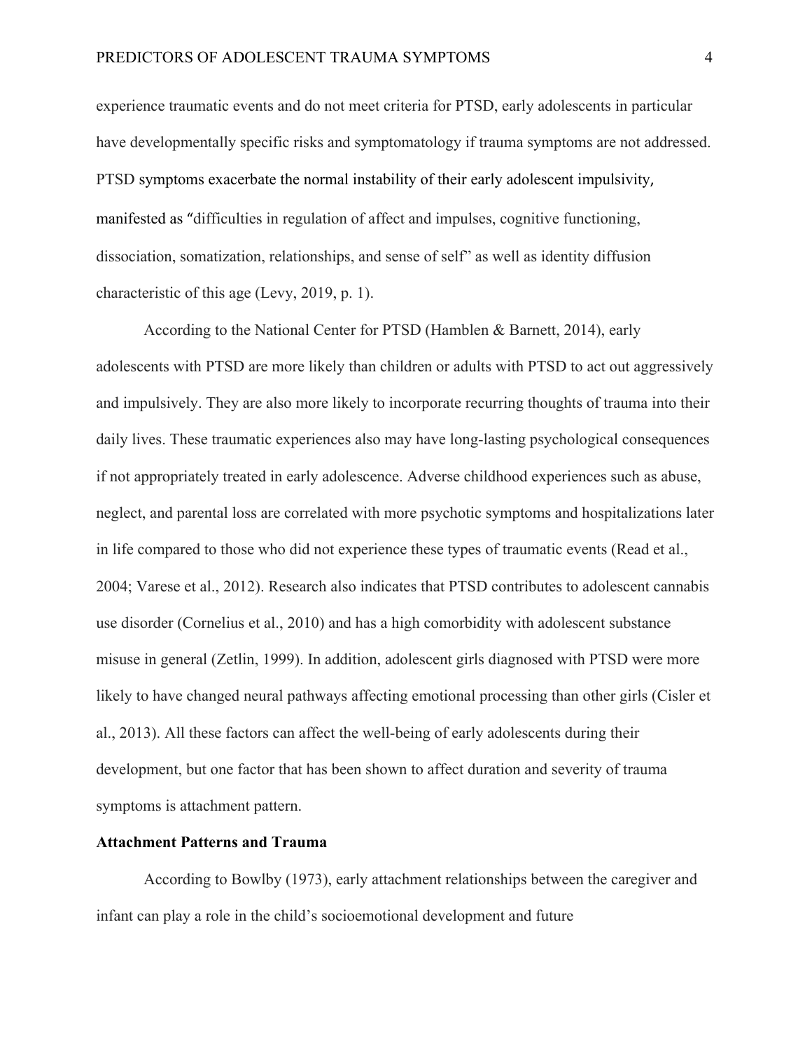experience traumatic events and do not meet criteria for PTSD, early adolescents in particular have developmentally specific risks and symptomatology if trauma symptoms are not addressed. PTSD symptoms exacerbate the normal instability of their early adolescent impulsivity, manifested as "difficulties in regulation of affect and impulses, cognitive functioning, dissociation, somatization, relationships, and sense of self" as well as identity diffusion characteristic of this age (Levy, 2019, p. 1).

According to the National Center for PTSD (Hamblen & Barnett, 2014), early adolescents with PTSD are more likely than children or adults with PTSD to act out aggressively and impulsively. They are also more likely to incorporate recurring thoughts of trauma into their daily lives. These traumatic experiences also may have long-lasting psychological consequences if not appropriately treated in early adolescence. Adverse childhood experiences such as abuse, neglect, and parental loss are correlated with more psychotic symptoms and hospitalizations later in life compared to those who did not experience these types of traumatic events (Read et al., 2004; Varese et al., 2012). Research also indicates that PTSD contributes to adolescent cannabis use disorder (Cornelius et al., 2010) and has a high comorbidity with adolescent substance misuse in general (Zetlin, 1999). In addition, adolescent girls diagnosed with PTSD were more likely to have changed neural pathways affecting emotional processing than other girls (Cisler et al., 2013). All these factors can affect the well-being of early adolescents during their development, but one factor that has been shown to affect duration and severity of trauma symptoms is attachment pattern.

**Attachment Patterns and Trauma**

According to Bowlby (1973), early attachment relationships between the caregiver and infant can play a role in the child's socioemotional development and future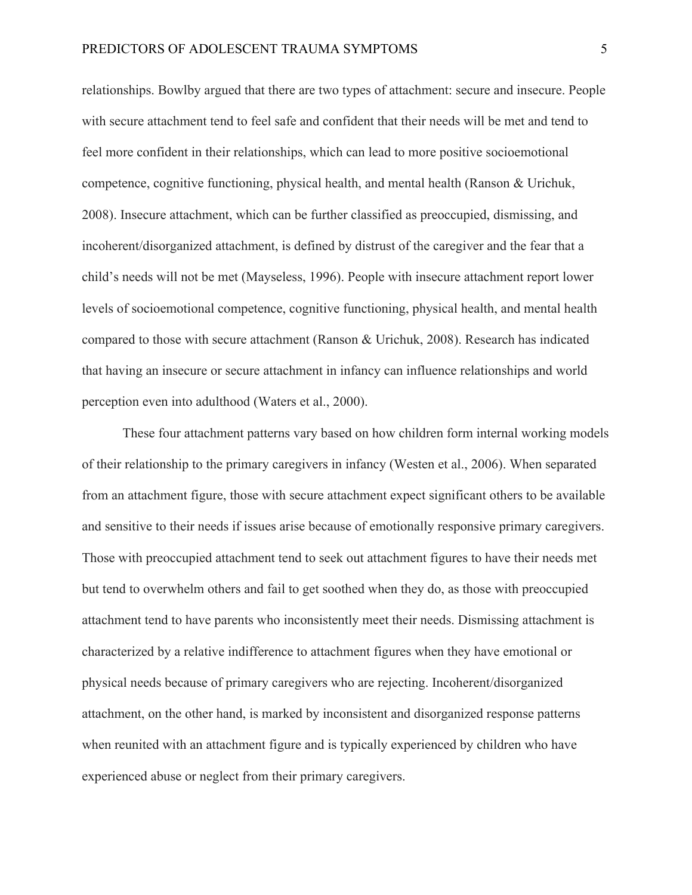relationships. Bowlby argued that there are two types of attachment: secure and insecure. People with secure attachment tend to feel safe and confident that their needs will be met and tend to feel more confident in their relationships, which can lead to more positive socioemotional competence, cognitive functioning, physical health, and mental health (Ranson & Urichuk, 2008). Insecure attachment, which can be further classified as preoccupied, dismissing, and incoherent/disorganized attachment, is defined by distrust of the caregiver and the fear that a child's needs will not be met (Mayseless, 1996). People with insecure attachment report lower levels of socioemotional competence, cognitive functioning, physical health, and mental health compared to those with secure attachment (Ranson & Urichuk, 2008). Research has indicated that having an insecure or secure attachment in infancy can influence relationships and world perception even into adulthood (Waters et al., 2000).

These four attachment patterns vary based on how children form internal working models of their relationship to the primary caregivers in infancy (Westen et al., 2006). When separated from an attachment figure, those with secure attachment expect significant others to be available and sensitive to their needs if issues arise because of emotionally responsive primary caregivers. Those with preoccupied attachment tend to seek out attachment figures to have their needs met but tend to overwhelm others and fail to get soothed when they do, as those with preoccupied attachment tend to have parents who inconsistently meet their needs. Dismissing attachment is characterized by a relative indifference to attachment figures when they have emotional or physical needs because of primary caregivers who are rejecting. Incoherent/disorganized attachment, on the other hand, is marked by inconsistent and disorganized response patterns when reunited with an attachment figure and is typically experienced by children who have experienced abuse or neglect from their primary caregivers.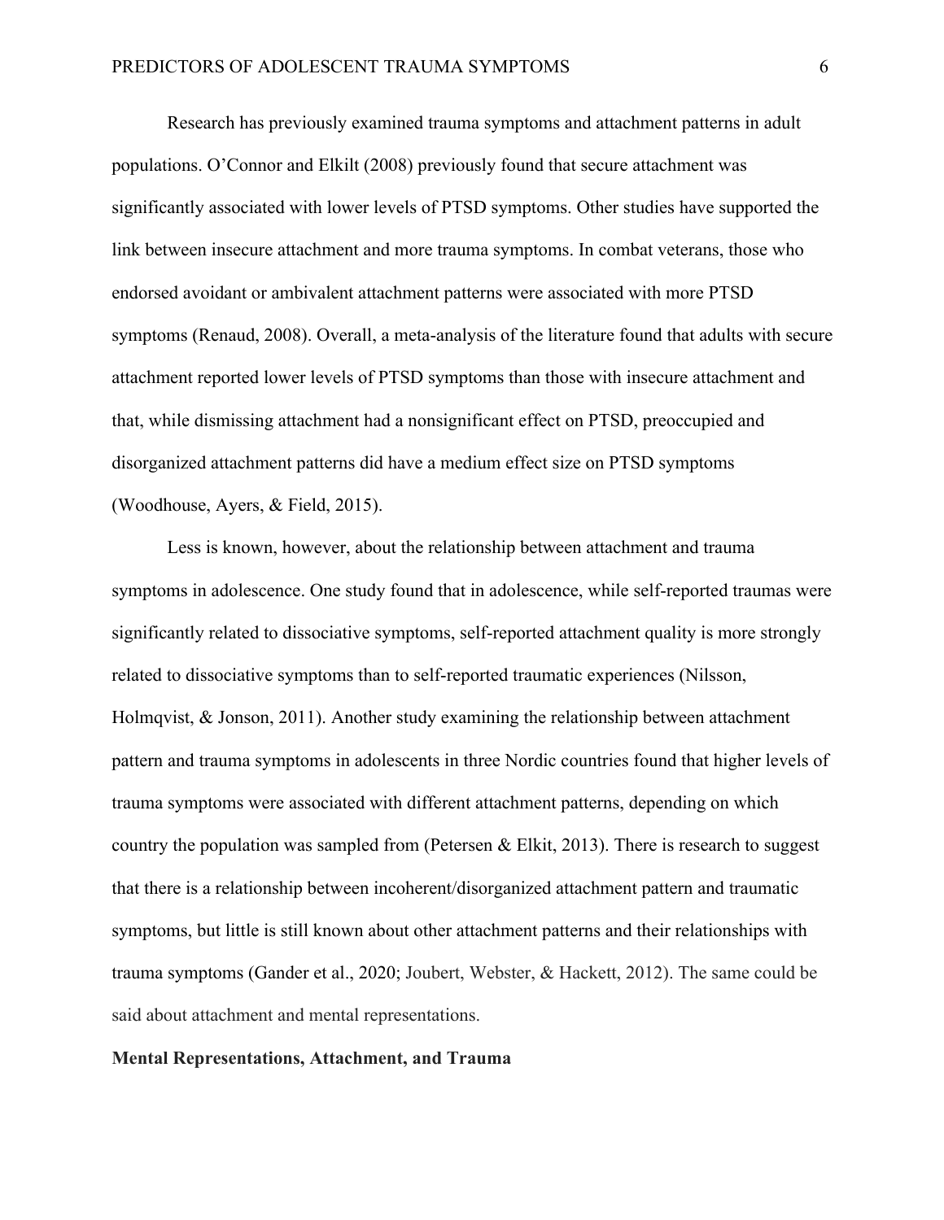Research has previously examined trauma symptoms and attachment patterns in adult populations. O'Connor and Elkilt (2008) previously found that secure attachment was significantly associated with lower levels of PTSD symptoms. Other studies have supported the link between insecure attachment and more trauma symptoms. In combat veterans, those who endorsed avoidant or ambivalent attachment patterns were associated with more PTSD symptoms (Renaud, 2008). Overall, a meta-analysis of the literature found that adults with secure attachment reported lower levels of PTSD symptoms than those with insecure attachment and that, while dismissing attachment had a nonsignificant effect on PTSD, preoccupied and disorganized attachment patterns did have a medium effect size on PTSD symptoms (Woodhouse, Ayers, & Field, 2015).

Less is known, however, about the relationship between attachment and trauma symptoms in adolescence. One study found that in adolescence, while self-reported traumas were significantly related to dissociative symptoms, self-reported attachment quality is more strongly related to dissociative symptoms than to self-reported traumatic experiences (Nilsson, Holmqvist, & Jonson, 2011). Another study examining the relationship between attachment pattern and trauma symptoms in adolescents in three Nordic countries found that higher levels of trauma symptoms were associated with different attachment patterns, depending on which country the population was sampled from (Petersen & Elkit, 2013). There is research to suggest that there is a relationship between incoherent/disorganized attachment pattern and traumatic symptoms, but little is still known about other attachment patterns and their relationships with trauma symptoms (Gander et al., 2020; Joubert, Webster, & Hackett, 2012). The same could be said about attachment and mental representations.

**Mental Representations, Attachment, and Trauma**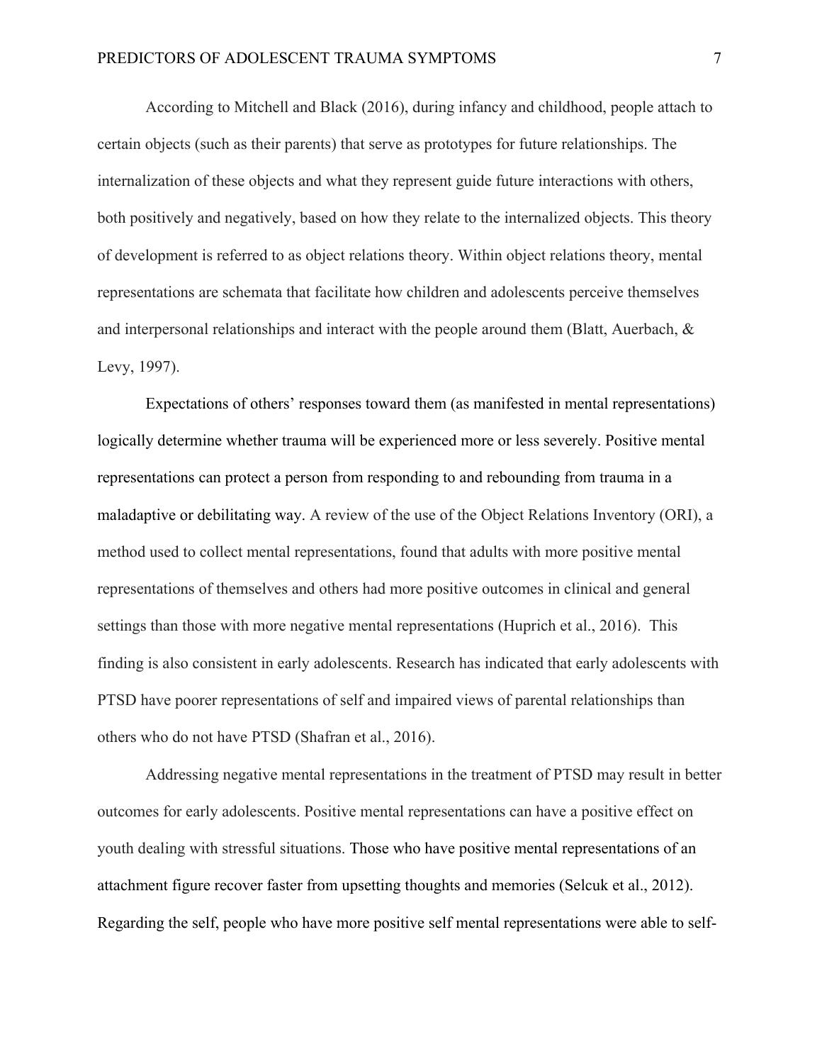According to Mitchell and Black (2016), during infancy and childhood, people attach to certain objects (such as their parents) that serve as prototypes for future relationships. The internalization of these objects and what they represent guide future interactions with others, both positively and negatively, based on how they relate to the internalized objects. This theory of development is referred to as object relations theory. Within object relations theory, mental representations are schemata that facilitate how children and adolescents perceive themselves and interpersonal relationships and interact with the people around them (Blatt, Auerbach, & Levy, 1997).

Expectations of others' responses toward them (as manifested in mental representations) logically determine whether trauma will be experienced more or less severely. Positive mental representations can protect a person from responding to and rebounding from trauma in a maladaptive or debilitating way. A review of the use of the Object Relations Inventory (ORI), a method used to collect mental representations, found that adults with more positive mental representations of themselves and others had more positive outcomes in clinical and general settings than those with more negative mental representations (Huprich et al., 2016). This finding is also consistent in early adolescents. Research has indicated that early adolescents with PTSD have poorer representations of self and impaired views of parental relationships than others who do not have PTSD (Shafran et al., 2016).

Addressing negative mental representations in the treatment of PTSD may result in better outcomes for early adolescents. Positive mental representations can have a positive effect on youth dealing with stressful situations. Those who have positive mental representations of an attachment figure recover faster from upsetting thoughts and memories (Selcuk et al., 2012). Regarding the self, people who have more positive self mental representations were able to self-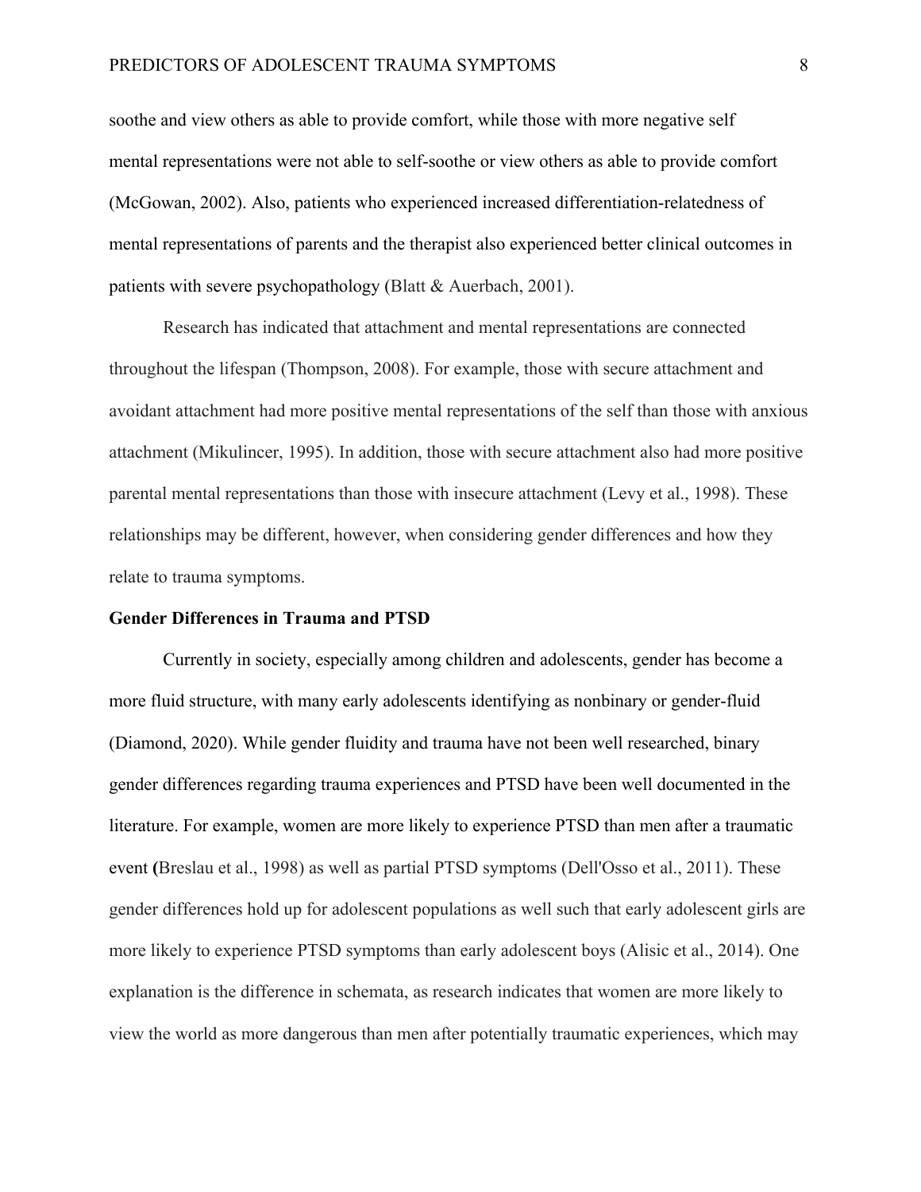soothe and view others as able to provide comfort, while those with more negative self mental representations were not able to self-soothe or view others as able to provide comfort (McGowan, 2002). Also, patients who experienced increased differentiation-relatedness of mental representations of parents and the therapist also experienced better clinical outcomes in patients with severe psychopathology (Blatt & Auerbach, 2001).

Research has indicated that attachment and mental representations are connected throughout the lifespan (Thompson, 2008). For example, those with secure attachment and avoidant attachment had more positive mental representations of the self than those with anxious attachment (Mikulincer, 1995). In addition, those with secure attachment also had more positive parental mental representations than those with insecure attachment (Levy et al., 1998). These relationships may be different, however, when considering gender differences and how they relate to trauma symptoms.

**Gender Differences in Trauma and PTSD**

Currently in society, especially among children and adolescents, gender has become a more fluid structure, with many early adolescents identifying as nonbinary or gender-fluid (Diamond, 2020). While gender fluidity and trauma have not been well researched, binary gender differences regarding trauma experiences and PTSD have been well documented in the literature. For example, women are more likely to experience PTSD than men after a traumatic event (Breslau et al., 1998) as well as partial PTSD symptoms (Dell'Osso et al., 2011). These gender differences hold up for adolescent populations as well such that early adolescent girls are more likely to experience PTSD symptoms than early adolescent boys (Alisic et al., 2014). One explanation is the difference in schemata, as research indicates that women are more likely to view the world as more dangerous than men after potentially traumatic experiences, which may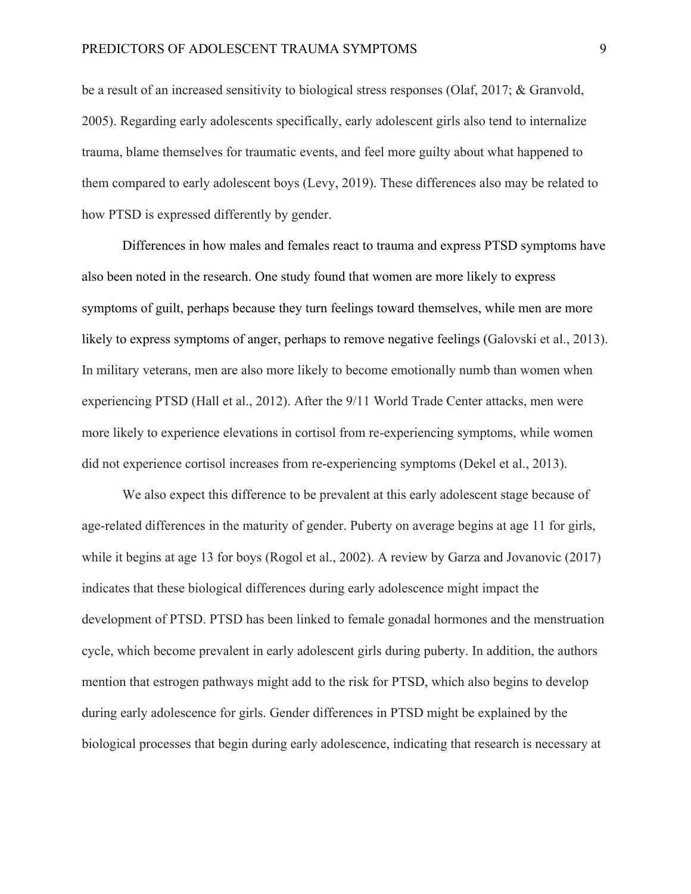be a result of an increased sensitivity to biological stress responses (Olaf, 2017; & Granvold, 2005). Regarding early adolescents specifically, early adolescent girls also tend to internalize trauma, blame themselves for traumatic events, and feel more guilty about what happened to them compared to early adolescent boys (Levy, 2019). These differences also may be related to how PTSD is expressed differently by gender.

Differences in how males and females react to trauma and express PTSD symptoms have also been noted in the research. One study found that women are more likely to express symptoms of guilt, perhaps because they turn feelings toward themselves, while men are more likely to express symptoms of anger, perhaps to remove negative feelings (Galovski et al., 2013). In military veterans, men are also more likely to become emotionally numb than women when experiencing PTSD (Hall et al., 2012). After the 9/11 World Trade Center attacks, men were more likely to experience elevations in cortisol from re-experiencing symptoms, while women did not experience cortisol increases from re-experiencing symptoms (Dekel et al., 2013).

We also expect this difference to be prevalent at this early adolescent stage because of age-related differences in the maturity of gender. Puberty on average begins at age 11 for girls, while it begins at age 13 for boys (Rogol et al., 2002). A review by Garza and Jovanovic (2017) indicates that these biological differences during early adolescence might impact the development of PTSD. PTSD has been linked to female gonadal hormones and the menstruation cycle, which become prevalent in early adolescent girls during puberty. In addition, the authors mention that estrogen pathways might add to the risk for PTSD, which also begins to develop during early adolescence for girls. Gender differences in PTSD might be explained by the biological processes that begin during early adolescence, indicating that research is necessary at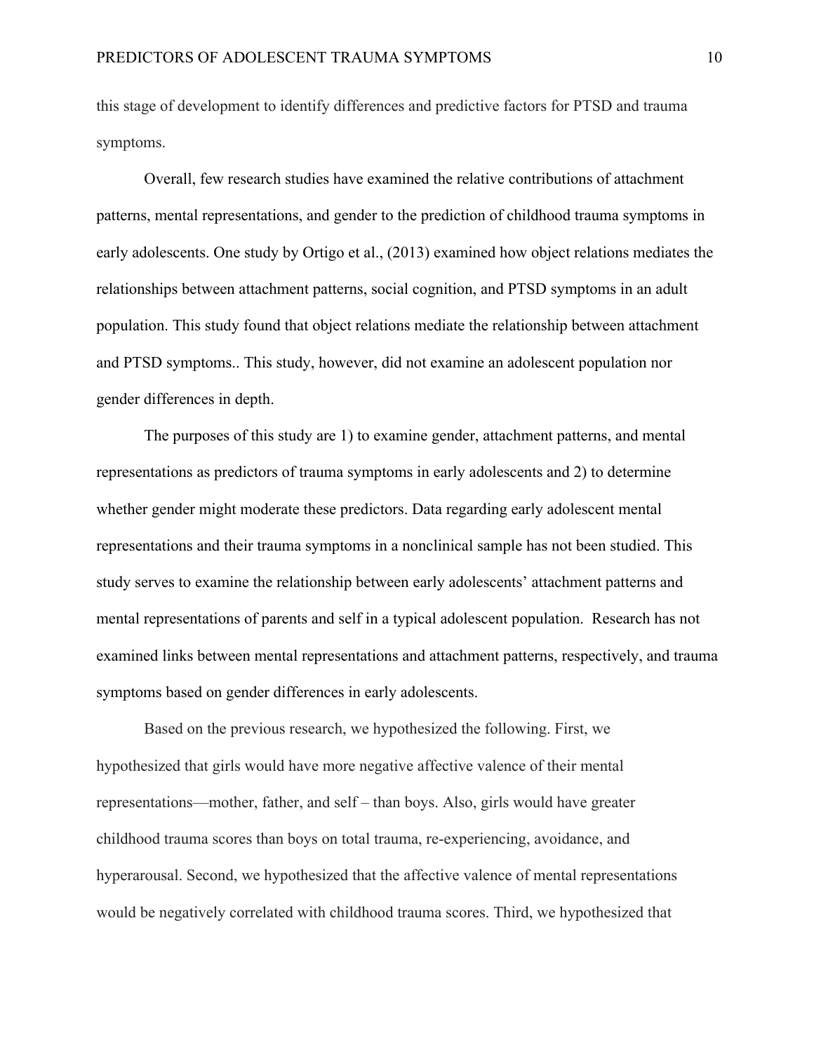this stage of development to identify differences and predictive factors for PTSD and trauma symptoms.

Overall, few research studies have examined the relative contributions of attachment patterns, mental representations, and gender to the prediction of childhood trauma symptoms in early adolescents. One study by Ortigo et al., (2013) examined how object relations mediates the relationships between attachment patterns, social cognition, and PTSD symptoms in an adult population. This study found that object relations mediate the relationship between attachment and PTSD symptoms.. This study, however, did not examine an adolescent population nor gender differences in depth.

The purposes of this study are 1) to examine gender, attachment patterns, and mental representations as predictors of trauma symptoms in early adolescents and 2) to determine whether gender might moderate these predictors. Data regarding early adolescent mental representations and their trauma symptoms in a nonclinical sample has not been studied. This study serves to examine the relationship between early adolescents' attachment patterns and mental representations of parents and self in a typical adolescent population. Research has not examined links between mental representations and attachment patterns, respectively, and trauma symptoms based on gender differences in early adolescents.

Based on the previous research, we hypothesized the following. First, we hypothesized that girls would have more negative affective valence of their mental representations—mother, father, and self – than boys. Also, girls would have greater childhood trauma scores than boys on total trauma, re-experiencing, avoidance, and hyperarousal. Second, we hypothesized that the affective valence of mental representations would be negatively correlated with childhood trauma scores. Third, we hypothesized that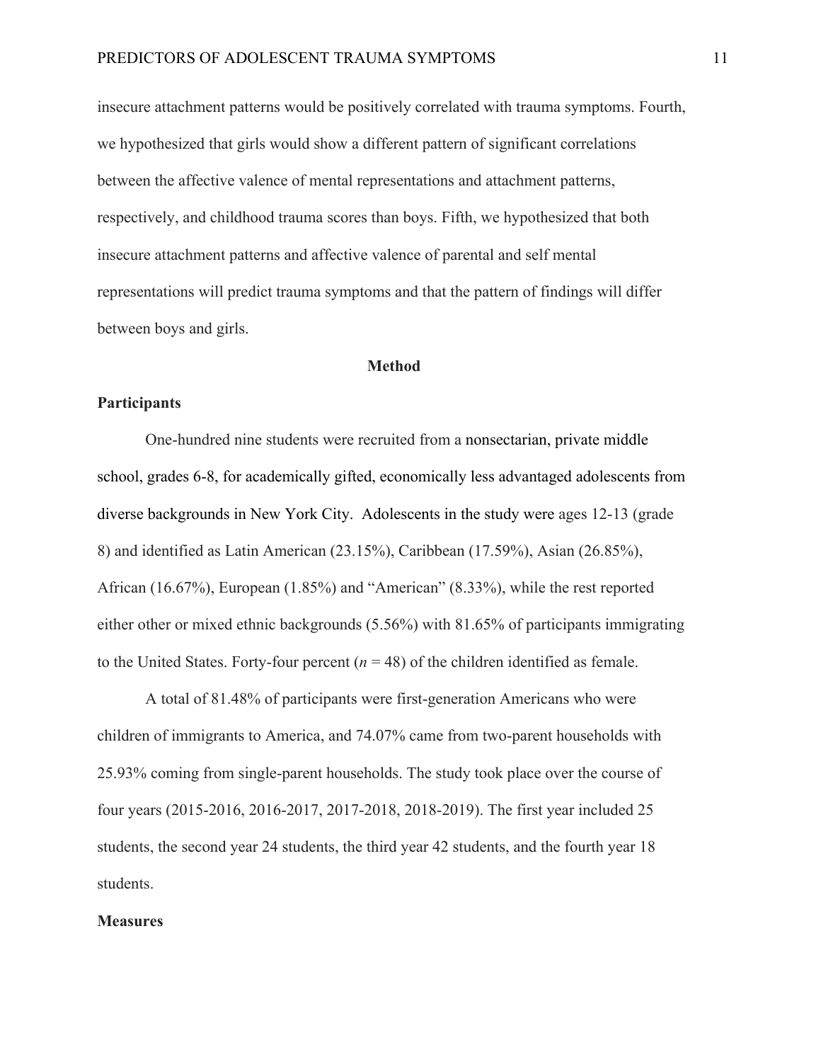insecure attachment patterns would be positively correlated with trauma symptoms. Fourth, we hypothesized that girls would show a different pattern of significant correlations between the affective valence of mental representations and attachment patterns, respectively, and childhood trauma scores than boys. Fifth, we hypothesized that both insecure attachment patterns and affective valence of parental and self mental representations will predict trauma symptoms and that the pattern of findings will differ between boys and girls.

## Method

### Participants

One-hundred nine students were recruited from a nonsectarian, private middle school, grades 6-8, for academically gifted, economically less advantaged adolescents from diverse backgrounds in New York City. Adolescents in the study were ages 12-13 (grade 8) and identified as Latin American (23.15%), Caribbean (17.59%), Asian (26.85%), African (16.67%), European (1.85%) and "American" (8.33%), while the rest reported either other or mixed ethnic backgrounds (5.56%) with 81.65% of participants immigrating to the United States. Forty-four percent ($n$ = 48) of the children identified as female.

A total of 81.48% of participants were first-generation Americans who were children of immigrants to America, and 74.07% came from two-parent households with 25.93% coming from single-parent households. The study took place over the course of four years (2015-2016, 2016-2017, 2017-2018, 2018-2019). The first year included 25 students, the second year 24 students, the third year 42 students, and the fourth year 18 students.

### Measures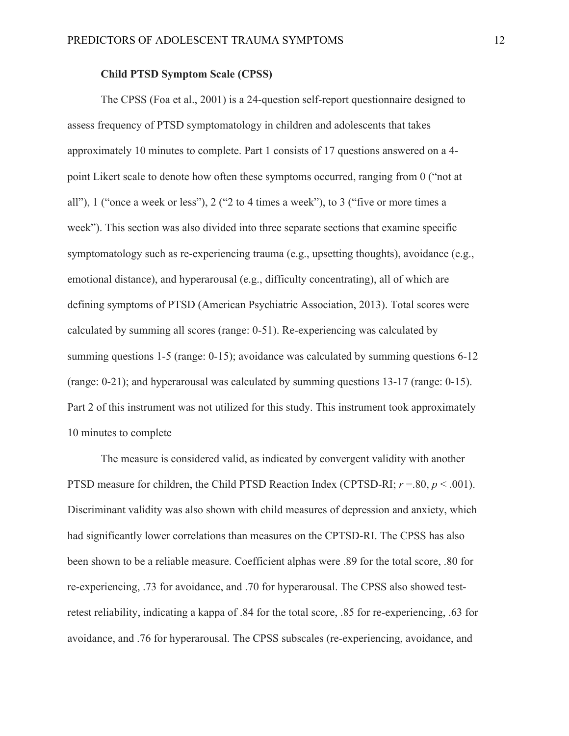### Child PTSD Symptom Scale (CPSS)

The CPSS (Foa et al., 2001) is a 24-question self-report questionnaire designed to assess frequency of PTSD symptomatology in children and adolescents that takes approximately 10 minutes to complete. Part 1 consists of 17 questions answered on a 4-point Likert scale to denote how often these symptoms occurred, ranging from 0 ("not at all"), 1 ("once a week or less"), 2 ("2 to 4 times a week"), to 3 ("five or more times a week"). This section was also divided into three separate sections that examine specific symptomatology such as re-experiencing trauma (e.g., upsetting thoughts), avoidance (e.g., emotional distance), and hyperarousal (e.g., difficulty concentrating), all of which are defining symptoms of PTSD (American Psychiatric Association, 2013). Total scores were calculated by summing all scores (range: 0-51). Re-experiencing was calculated by summing questions 1-5 (range: 0-15); avoidance was calculated by summing questions 6-12 (range: 0-21); and hyperarousal was calculated by summing questions 13-17 (range: 0-15). Part 2 of this instrument was not utilized for this study. This instrument took approximately 10 minutes to complete

The measure is considered valid, as indicated by convergent validity with another PTSD measure for children, the Child PTSD Reaction Index (CPTSD-RI; $r = .80$, $p < .001$). Discriminant validity was also shown with child measures of depression and anxiety, which had significantly lower correlations than measures on the CPTSD-RI. The CPSS has also been shown to be a reliable measure. Coefficient alphas were .89 for the total score, .80 for re-experiencing, .73 for avoidance, and .70 for hyperarousal. The CPSS also showed test-retest reliability, indicating a kappa of .84 for the total score, .85 for re-experiencing, .63 for avoidance, and .76 for hyperarousal. The CPSS subscales (re-experiencing, avoidance, and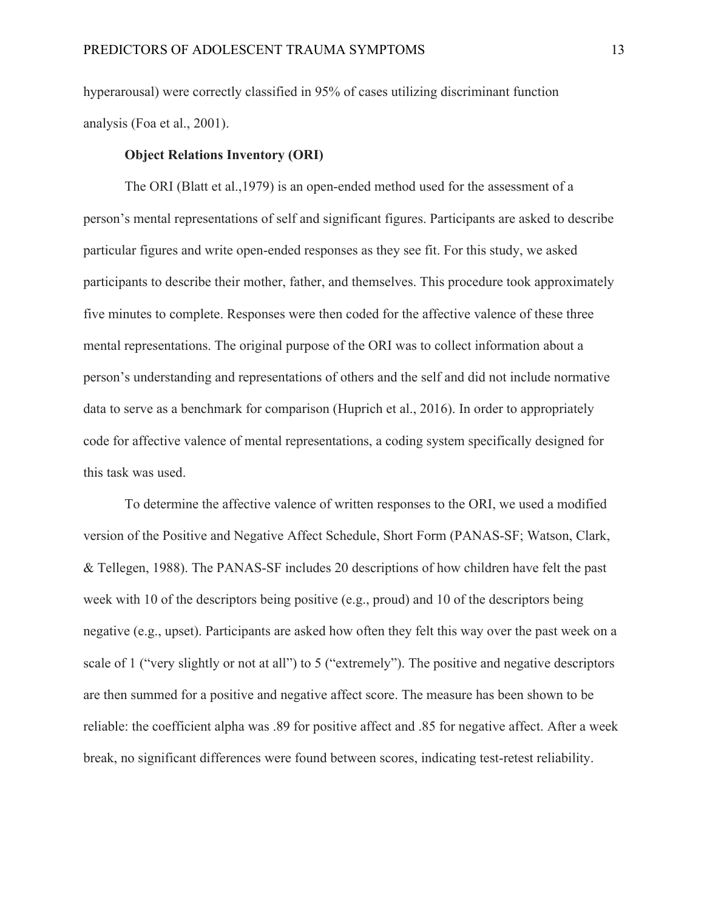hyperarousal) were correctly classified in 95% of cases utilizing discriminant function analysis (Foa et al., 2001).

**Object Relations Inventory (ORI)**

The ORI (Blatt et al.,1979) is an open-ended method used for the assessment of a person's mental representations of self and significant figures. Participants are asked to describe particular figures and write open-ended responses as they see fit. For this study, we asked participants to describe their mother, father, and themselves. This procedure took approximately five minutes to complete. Responses were then coded for the affective valence of these three mental representations. The original purpose of the ORI was to collect information about a person's understanding and representations of others and the self and did not include normative data to serve as a benchmark for comparison (Huprich et al., 2016). In order to appropriately code for affective valence of mental representations, a coding system specifically designed for this task was used.

To determine the affective valence of written responses to the ORI, we used a modified version of the Positive and Negative Affect Schedule, Short Form (PANAS-SF; Watson, Clark, & Tellegen, 1988). The PANAS-SF includes 20 descriptions of how children have felt the past week with 10 of the descriptors being positive (e.g., proud) and 10 of the descriptors being negative (e.g., upset). Participants are asked how often they felt this way over the past week on a scale of 1 ("very slightly or not at all") to 5 ("extremely"). The positive and negative descriptors are then summed for a positive and negative affect score. The measure has been shown to be reliable: the coefficient alpha was .89 for positive affect and .85 for negative affect. After a week break, no significant differences were found between scores, indicating test-retest reliability.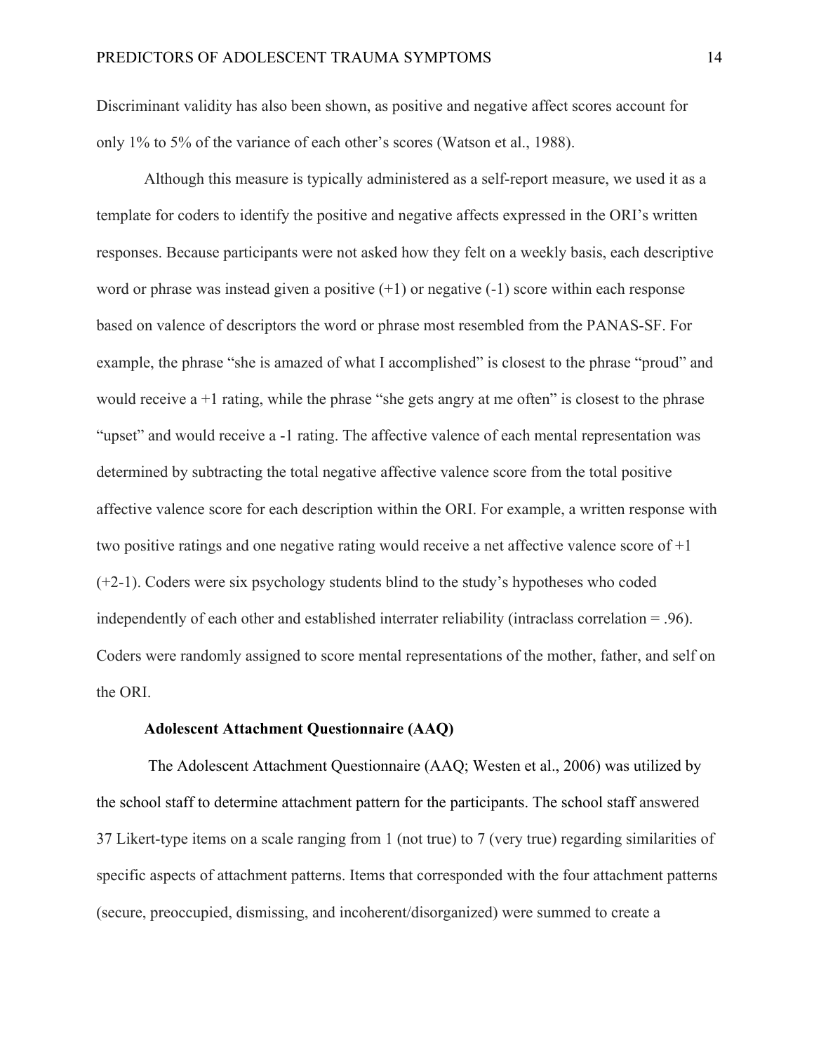Discriminant validity has also been shown, as positive and negative affect scores account for only 1% to 5% of the variance of each other's scores (Watson et al., 1988).

Although this measure is typically administered as a self-report measure, we used it as a template for coders to identify the positive and negative affects expressed in the ORI's written responses. Because participants were not asked how they felt on a weekly basis, each descriptive word or phrase was instead given a positive (+1) or negative (-1) score within each response based on valence of descriptors the word or phrase most resembled from the PANAS-SF. For example, the phrase "she is amazed of what I accomplished" is closest to the phrase "proud" and would receive a +1 rating, while the phrase "she gets angry at me often" is closest to the phrase "upset" and would receive a -1 rating. The affective valence of each mental representation was determined by subtracting the total negative affective valence score from the total positive affective valence score for each description within the ORI. For example, a written response with two positive ratings and one negative rating would receive a net affective valence score of +1 (+2-1). Coders were six psychology students blind to the study's hypotheses who coded independently of each other and established interrater reliability (intraclass correlation = .96). Coders were randomly assigned to score mental representations of the mother, father, and self on the ORI.

### Adolescent Attachment Questionnaire (AAQ)

The Adolescent Attachment Questionnaire (AAQ; Westen et al., 2006) was utilized by the school staff to determine attachment pattern for the participants. The school staff answered 37 Likert-type items on a scale ranging from 1 (not true) to 7 (very true) regarding similarities of specific aspects of attachment patterns. Items that corresponded with the four attachment patterns (secure, preoccupied, dismissing, and incoherent/disorganized) were summed to create a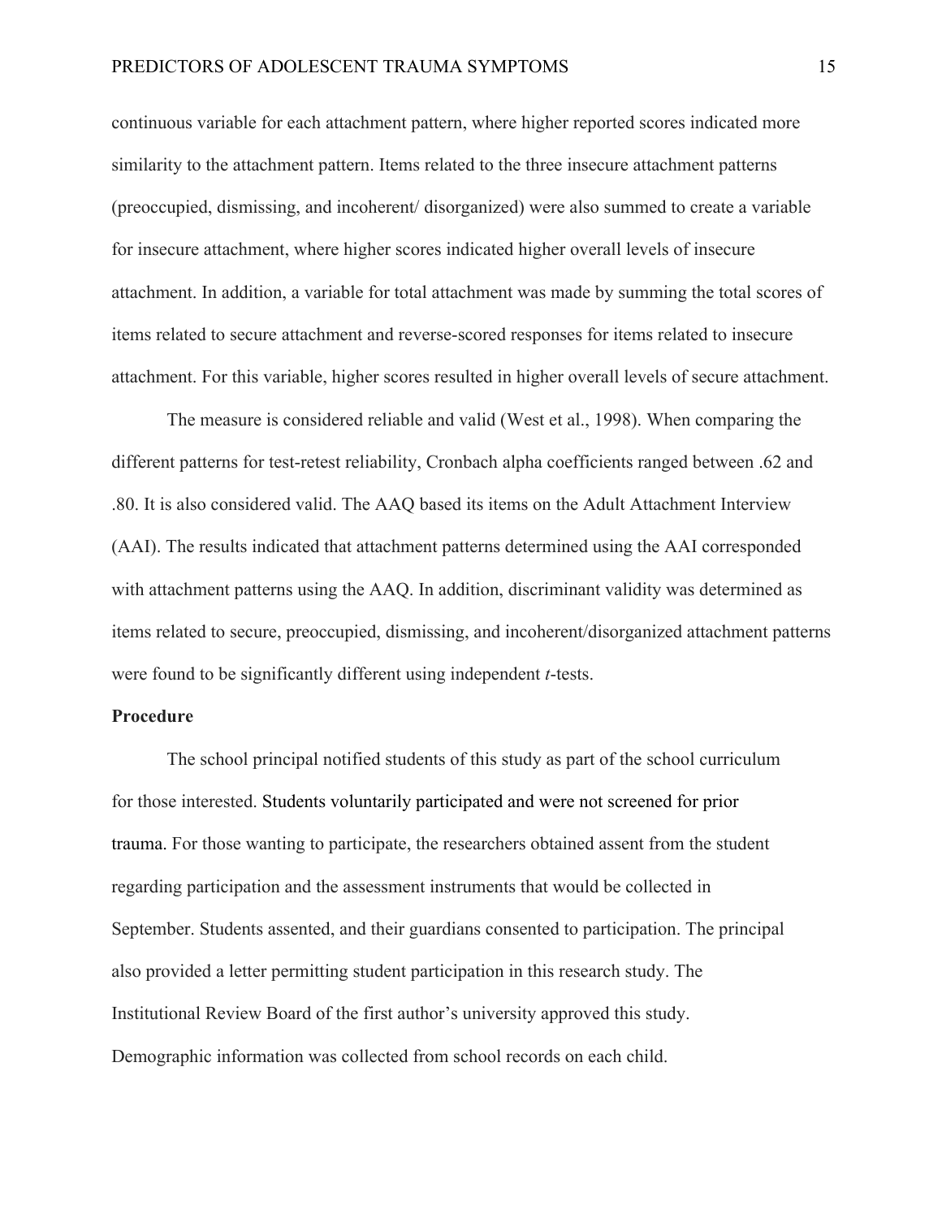continuous variable for each attachment pattern, where higher reported scores indicated more similarity to the attachment pattern. Items related to the three insecure attachment patterns (preoccupied, dismissing, and incoherent/ disorganized) were also summed to create a variable for insecure attachment, where higher scores indicated higher overall levels of insecure attachment. In addition, a variable for total attachment was made by summing the total scores of items related to secure attachment and reverse-scored responses for items related to insecure attachment. For this variable, higher scores resulted in higher overall levels of secure attachment.

The measure is considered reliable and valid (West et al., 1998). When comparing the different patterns for test-retest reliability, Cronbach alpha coefficients ranged between .62 and .80. It is also considered valid. The AAQ based its items on the Adult Attachment Interview (AAI). The results indicated that attachment patterns determined using the AAI corresponded with attachment patterns using the AAQ. In addition, discriminant validity was determined as items related to secure, preoccupied, dismissing, and incoherent/disorganized attachment patterns were found to be significantly different using independent *t*-tests.

**Procedure**

The school principal notified students of this study as part of the school curriculum for those interested. Students voluntarily participated and were not screened for prior trauma. For those wanting to participate, the researchers obtained assent from the student regarding participation and the assessment instruments that would be collected in September. Students assented, and their guardians consented to participation. The principal also provided a letter permitting student participation in this research study. The Institutional Review Board of the first author's university approved this study. Demographic information was collected from school records on each child.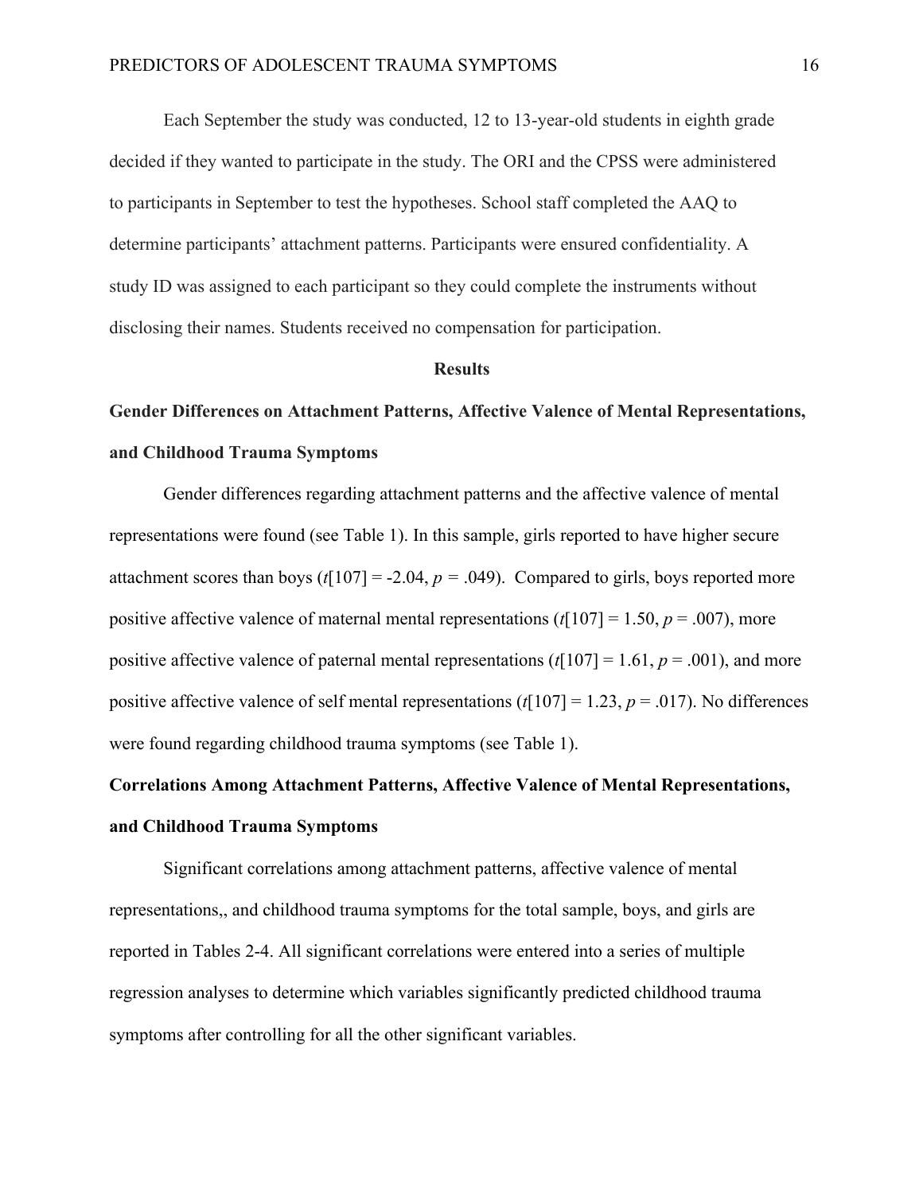Each September the study was conducted, 12 to 13-year-old students in eighth grade decided if they wanted to participate in the study. The ORI and the CPSS were administered to participants in September to test the hypotheses. School staff completed the AAQ to determine participants' attachment patterns. Participants were ensured confidentiality. A study ID was assigned to each participant so they could complete the instruments without disclosing their names. Students received no compensation for participation.

## Results

### Gender Differences on Attachment Patterns, Affective Valence of Mental Representations, and Childhood Trauma Symptoms

Gender differences regarding attachment patterns and the affective valence of mental representations were found (see Table 1). In this sample, girls reported to have higher secure attachment scores than boys ($t[107] = -2.04$, $p = .049$). Compared to girls, boys reported more positive affective valence of maternal mental representations ($t[107] = 1.50$, $p = .007$), more positive affective valence of paternal mental representations ($t[107] = 1.61$, $p = .001$), and more positive affective valence of self mental representations ($t[107] = 1.23$, $p = .017$). No differences were found regarding childhood trauma symptoms (see Table 1).

### Correlations Among Attachment Patterns, Affective Valence of Mental Representations, and Childhood Trauma Symptoms

Significant correlations among attachment patterns, affective valence of mental representations,, and childhood trauma symptoms for the total sample, boys, and girls are reported in Tables 2-4. All significant correlations were entered into a series of multiple regression analyses to determine which variables significantly predicted childhood trauma symptoms after controlling for all the other significant variables.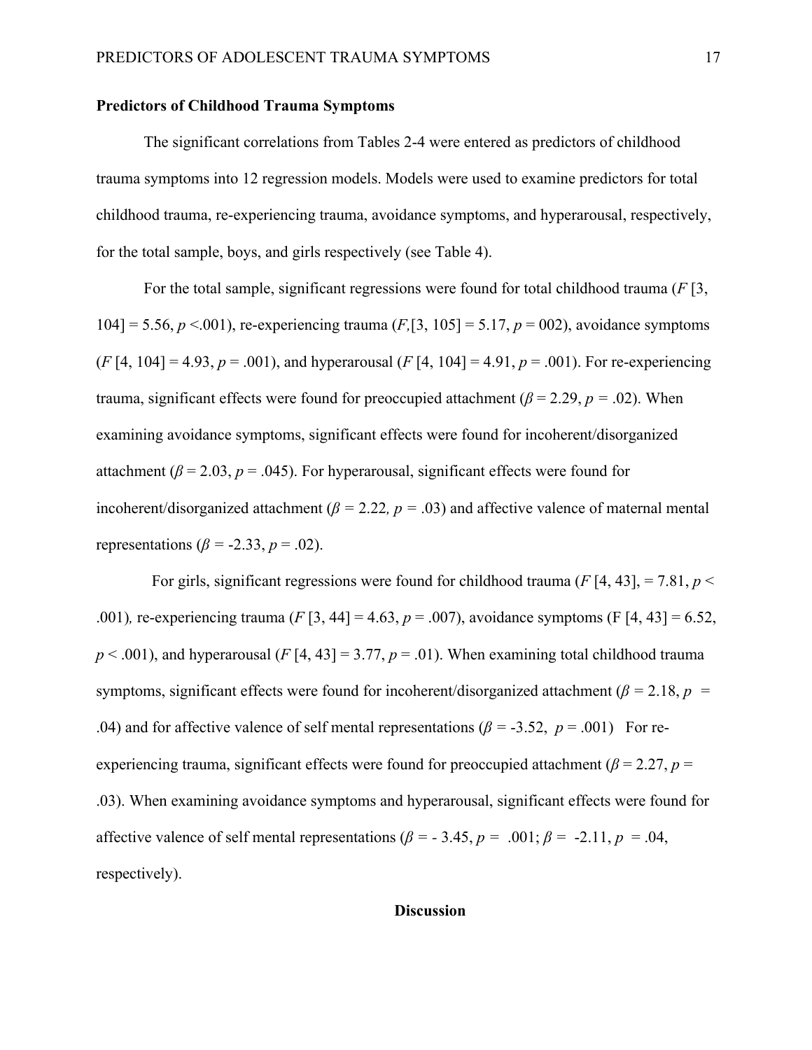**Predictors of Childhood Trauma Symptoms**

The significant correlations from Tables 2-4 were entered as predictors of childhood trauma symptoms into 12 regression models. Models were used to examine predictors for total childhood trauma, re-experiencing trauma, avoidance symptoms, and hyperarousal, respectively, for the total sample, boys, and girls respectively (see Table 4).

For the total sample, significant regressions were found for total childhood trauma ($F$ [3, 104] = 5.56, $p$ <.001), re-experiencing trauma ($F$,[3, 105] = 5.17, $p$ = 002), avoidance symptoms ($F$ [4, 104] = 4.93, $p$ = .001), and hyperarousal ($F$ [4, 104] = 4.91, $p$ = .001). For re-experiencing trauma, significant effects were found for preoccupied attachment ($\beta$ = 2.29, $p$ = .02). When examining avoidance symptoms, significant effects were found for incoherent/disorganized attachment ($\beta$ = 2.03, $p$ = .045). For hyperarousal, significant effects were found for incoherent/disorganized attachment ($\beta$ = 2.22, $p$ = .03) and affective valence of maternal mental representations ($\beta$ = -2.33, $p$ = .02).

For girls, significant regressions were found for childhood trauma ($F$ [4, 43], = 7.81, $p$ < .001), re-experiencing trauma ($F$ [3, 44] = 4.63, $p$ = .007), avoidance symptoms (F [4, 43] = 6.52, $p$ < .001), and hyperarousal ($F$ [4, 43] = 3.77, $p$ = .01). When examining total childhood trauma symptoms, significant effects were found for incoherent/disorganized attachment ($\beta$ = 2.18, $p$ = .04) and for affective valence of self mental representations ($\beta$ = -3.52, $p$ = .001) For re-experiencing trauma, significant effects were found for preoccupied attachment ($\beta$ = 2.27, $p$ = .03). When examining avoidance symptoms and hyperarousal, significant effects were found for affective valence of self mental representations ($\beta$ = - 3.45, $p$ = .001; $\beta$ = -2.11, $p$ = .04, respectively).

## Discussion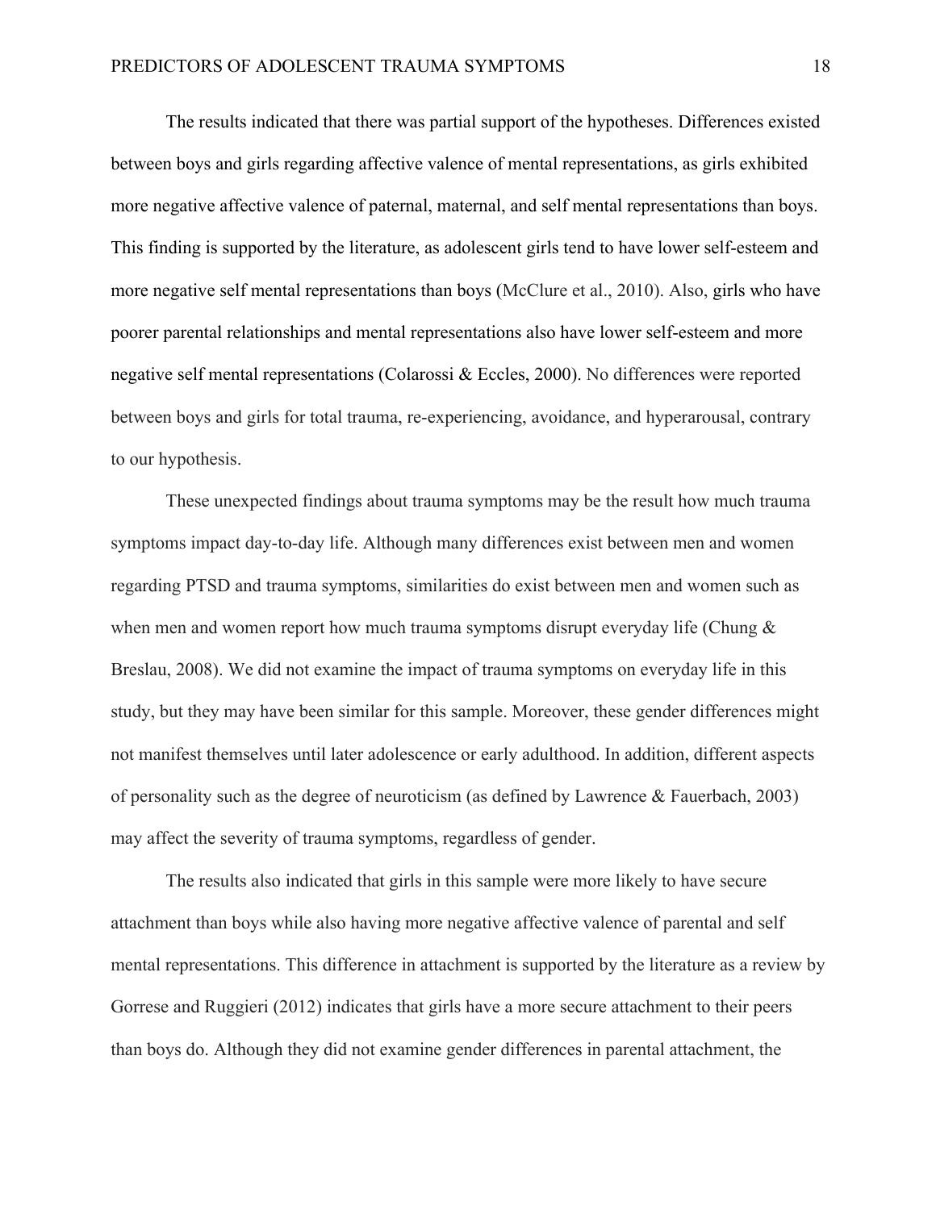The results indicated that there was partial support of the hypotheses. Differences existed between boys and girls regarding affective valence of mental representations, as girls exhibited more negative affective valence of paternal, maternal, and self mental representations than boys. This finding is supported by the literature, as adolescent girls tend to have lower self-esteem and more negative self mental representations than boys (McClure et al., 2010). Also, girls who have poorer parental relationships and mental representations also have lower self-esteem and more negative self mental representations (Colarossi & Eccles, 2000). No differences were reported between boys and girls for total trauma, re-experiencing, avoidance, and hyperarousal, contrary to our hypothesis.

These unexpected findings about trauma symptoms may be the result how much trauma symptoms impact day-to-day life. Although many differences exist between men and women regarding PTSD and trauma symptoms, similarities do exist between men and women such as when men and women report how much trauma symptoms disrupt everyday life (Chung & Breslau, 2008). We did not examine the impact of trauma symptoms on everyday life in this study, but they may have been similar for this sample. Moreover, these gender differences might not manifest themselves until later adolescence or early adulthood. In addition, different aspects of personality such as the degree of neuroticism (as defined by Lawrence & Fauerbach, 2003) may affect the severity of trauma symptoms, regardless of gender.

The results also indicated that girls in this sample were more likely to have secure attachment than boys while also having more negative affective valence of parental and self mental representations. This difference in attachment is supported by the literature as a review by Gorrese and Ruggieri (2012) indicates that girls have a more secure attachment to their peers than boys do. Although they did not examine gender differences in parental attachment, the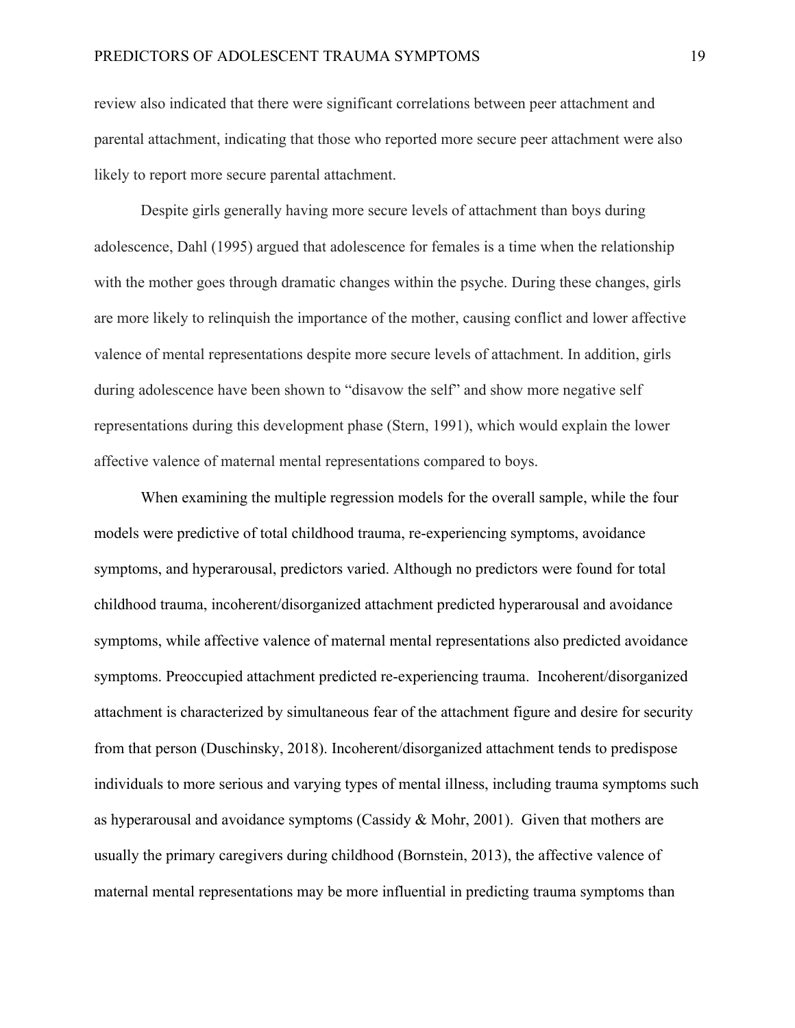review also indicated that there were significant correlations between peer attachment and parental attachment, indicating that those who reported more secure peer attachment were also likely to report more secure parental attachment.

Despite girls generally having more secure levels of attachment than boys during adolescence, Dahl (1995) argued that adolescence for females is a time when the relationship with the mother goes through dramatic changes within the psyche. During these changes, girls are more likely to relinquish the importance of the mother, causing conflict and lower affective valence of mental representations despite more secure levels of attachment. In addition, girls during adolescence have been shown to "disavow the self" and show more negative self representations during this development phase (Stern, 1991), which would explain the lower affective valence of maternal mental representations compared to boys.

When examining the multiple regression models for the overall sample, while the four models were predictive of total childhood trauma, re-experiencing symptoms, avoidance symptoms, and hyperarousal, predictors varied. Although no predictors were found for total childhood trauma, incoherent/disorganized attachment predicted hyperarousal and avoidance symptoms, while affective valence of maternal mental representations also predicted avoidance symptoms. Preoccupied attachment predicted re-experiencing trauma. Incoherent/disorganized attachment is characterized by simultaneous fear of the attachment figure and desire for security from that person (Duschinsky, 2018). Incoherent/disorganized attachment tends to predispose individuals to more serious and varying types of mental illness, including trauma symptoms such as hyperarousal and avoidance symptoms (Cassidy & Mohr, 2001). Given that mothers are usually the primary caregivers during childhood (Bornstein, 2013), the affective valence of maternal mental representations may be more influential in predicting trauma symptoms than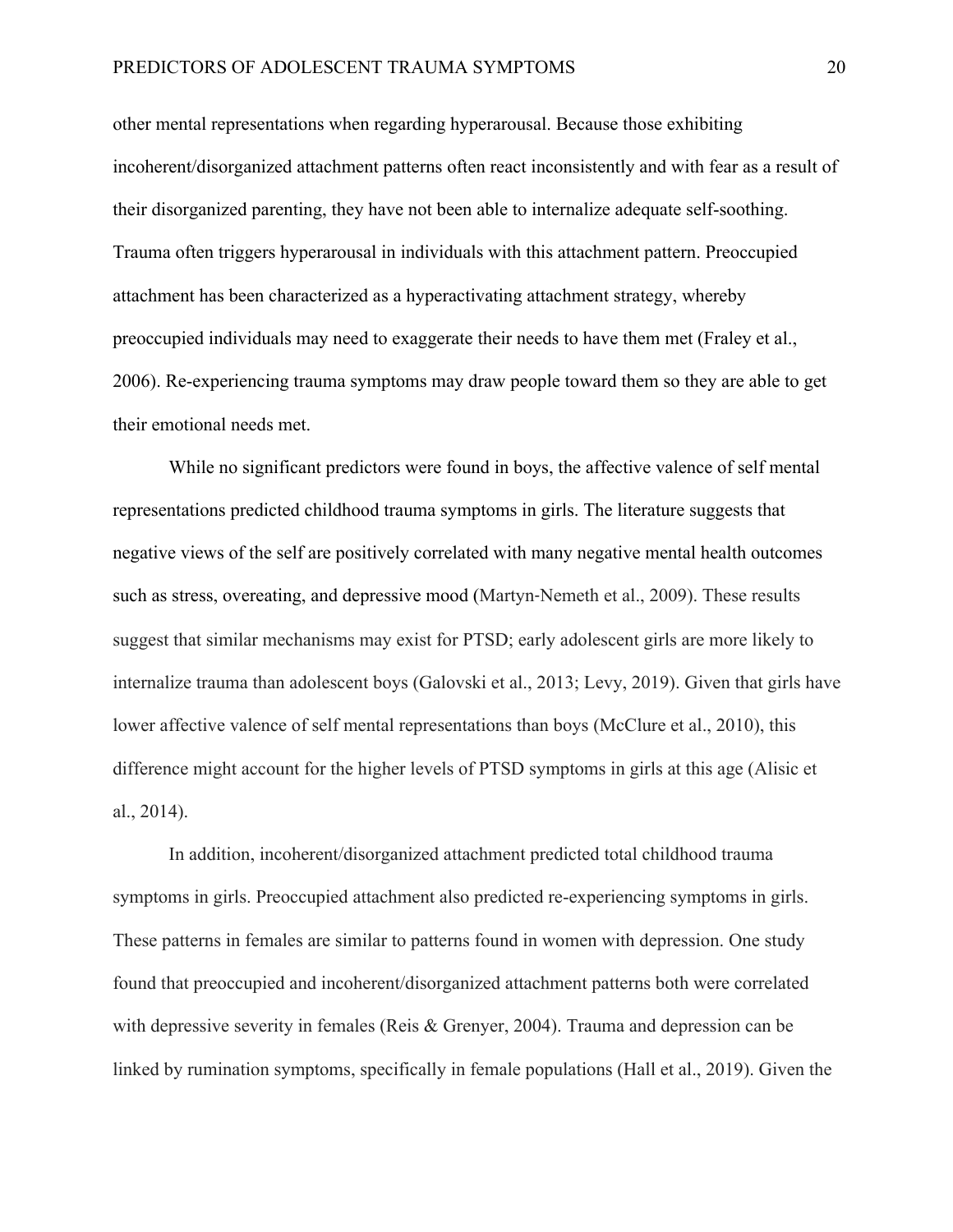other mental representations when regarding hyperarousal. Because those exhibiting incoherent/disorganized attachment patterns often react inconsistently and with fear as a result of their disorganized parenting, they have not been able to internalize adequate self-soothing. Trauma often triggers hyperarousal in individuals with this attachment pattern. Preoccupied attachment has been characterized as a hyperactivating attachment strategy, whereby preoccupied individuals may need to exaggerate their needs to have them met (Fraley et al., 2006). Re-experiencing trauma symptoms may draw people toward them so they are able to get their emotional needs met.

While no significant predictors were found in boys, the affective valence of self mental representations predicted childhood trauma symptoms in girls. The literature suggests that negative views of the self are positively correlated with many negative mental health outcomes such as stress, overeating, and depressive mood (Martyn-Nemeth et al., 2009). These results suggest that similar mechanisms may exist for PTSD; early adolescent girls are more likely to internalize trauma than adolescent boys (Galovski et al., 2013; Levy, 2019). Given that girls have lower affective valence of self mental representations than boys (McClure et al., 2010), this difference might account for the higher levels of PTSD symptoms in girls at this age (Alisic et al., 2014).

In addition, incoherent/disorganized attachment predicted total childhood trauma symptoms in girls. Preoccupied attachment also predicted re-experiencing symptoms in girls. These patterns in females are similar to patterns found in women with depression. One study found that preoccupied and incoherent/disorganized attachment patterns both were correlated with depressive severity in females (Reis & Grenyer, 2004). Trauma and depression can be linked by rumination symptoms, specifically in female populations (Hall et al., 2019). Given the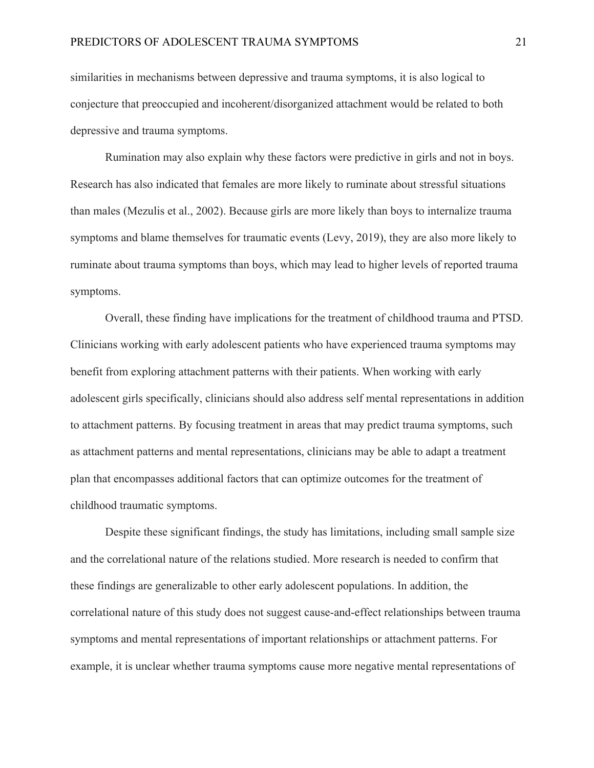similarities in mechanisms between depressive and trauma symptoms, it is also logical to conjecture that preoccupied and incoherent/disorganized attachment would be related to both depressive and trauma symptoms.

Rumination may also explain why these factors were predictive in girls and not in boys. Research has also indicated that females are more likely to ruminate about stressful situations than males (Mezulis et al., 2002). Because girls are more likely than boys to internalize trauma symptoms and blame themselves for traumatic events (Levy, 2019), they are also more likely to ruminate about trauma symptoms than boys, which may lead to higher levels of reported trauma symptoms.

Overall, these finding have implications for the treatment of childhood trauma and PTSD. Clinicians working with early adolescent patients who have experienced trauma symptoms may benefit from exploring attachment patterns with their patients. When working with early adolescent girls specifically, clinicians should also address self mental representations in addition to attachment patterns. By focusing treatment in areas that may predict trauma symptoms, such as attachment patterns and mental representations, clinicians may be able to adapt a treatment plan that encompasses additional factors that can optimize outcomes for the treatment of childhood traumatic symptoms.

Despite these significant findings, the study has limitations, including small sample size and the correlational nature of the relations studied. More research is needed to confirm that these findings are generalizable to other early adolescent populations. In addition, the correlational nature of this study does not suggest cause-and-effect relationships between trauma symptoms and mental representations of important relationships or attachment patterns. For example, it is unclear whether trauma symptoms cause more negative mental representations of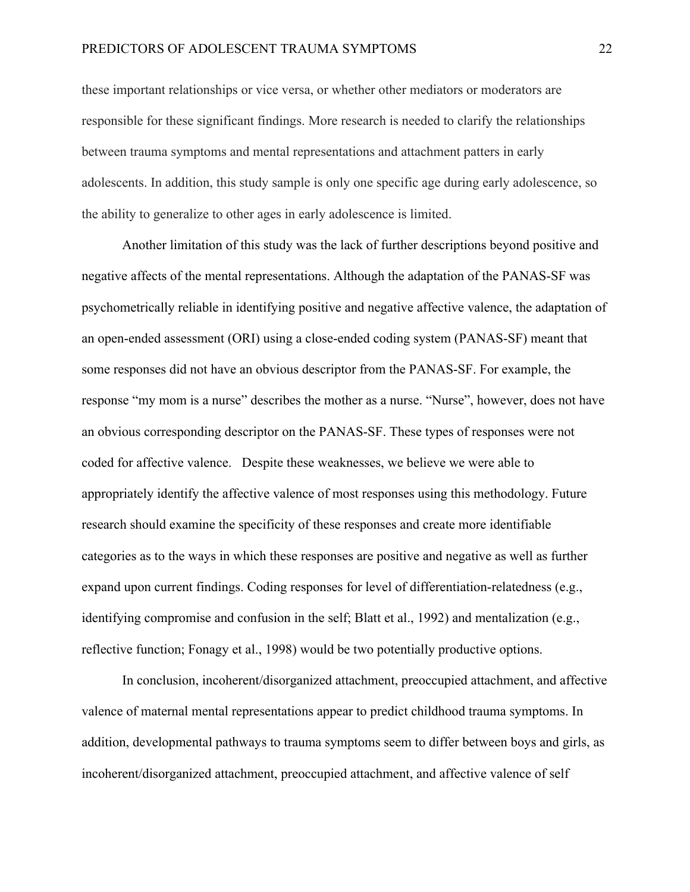these important relationships or vice versa, or whether other mediators or moderators are responsible for these significant findings. More research is needed to clarify the relationships between trauma symptoms and mental representations and attachment patters in early adolescents. In addition, this study sample is only one specific age during early adolescence, so the ability to generalize to other ages in early adolescence is limited.

Another limitation of this study was the lack of further descriptions beyond positive and negative affects of the mental representations. Although the adaptation of the PANAS-SF was psychometrically reliable in identifying positive and negative affective valence, the adaptation of an open-ended assessment (ORI) using a close-ended coding system (PANAS-SF) meant that some responses did not have an obvious descriptor from the PANAS-SF. For example, the response "my mom is a nurse" describes the mother as a nurse. "Nurse", however, does not have an obvious corresponding descriptor on the PANAS-SF. These types of responses were not coded for affective valence. Despite these weaknesses, we believe we were able to appropriately identify the affective valence of most responses using this methodology. Future research should examine the specificity of these responses and create more identifiable categories as to the ways in which these responses are positive and negative as well as further expand upon current findings. Coding responses for level of differentiation-relatedness (e.g., identifying compromise and confusion in the self; Blatt et al., 1992) and mentalization (e.g., reflective function; Fonagy et al., 1998) would be two potentially productive options.

In conclusion, incoherent/disorganized attachment, preoccupied attachment, and affective valence of maternal mental representations appear to predict childhood trauma symptoms. In addition, developmental pathways to trauma symptoms seem to differ between boys and girls, as incoherent/disorganized attachment, preoccupied attachment, and affective valence of self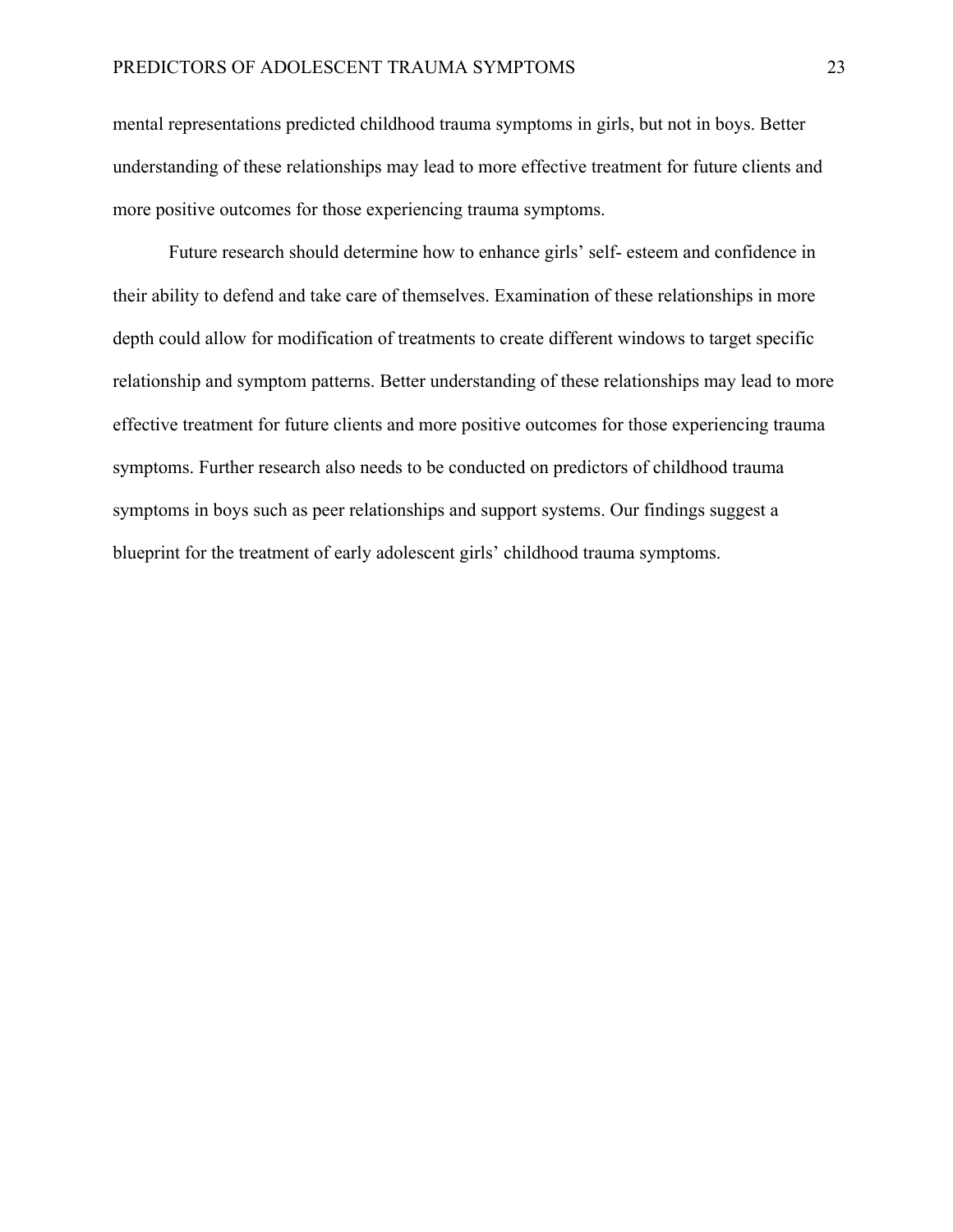mental representations predicted childhood trauma symptoms in girls, but not in boys. Better understanding of these relationships may lead to more effective treatment for future clients and more positive outcomes for those experiencing trauma symptoms.

Future research should determine how to enhance girls' self- esteem and confidence in their ability to defend and take care of themselves. Examination of these relationships in more depth could allow for modification of treatments to create different windows to target specific relationship and symptom patterns. Better understanding of these relationships may lead to more effective treatment for future clients and more positive outcomes for those experiencing trauma symptoms. Further research also needs to be conducted on predictors of childhood trauma symptoms in boys such as peer relationships and support systems. Our findings suggest a blueprint for the treatment of early adolescent girls' childhood trauma symptoms.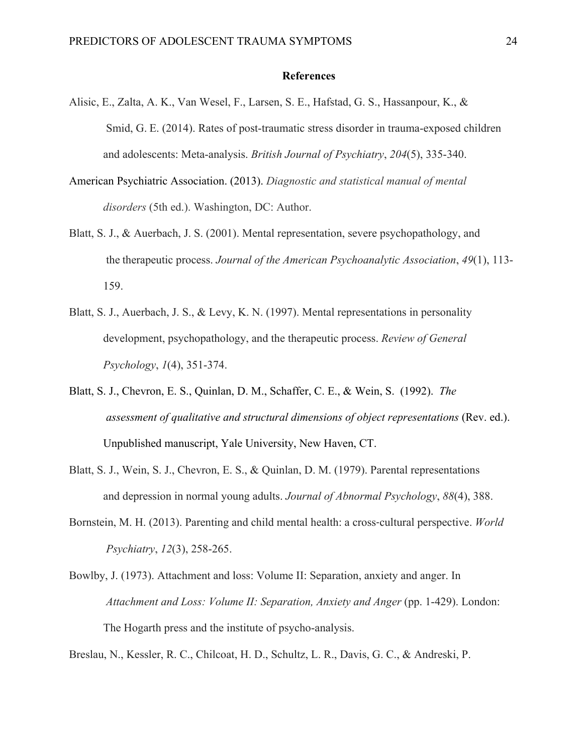# References

Alisic, E., Zalta, A. K., Van Wesel, F., Larsen, S. E., Hafstad, G. S., Hassanpour, K., & Smid, G. E. (2014). Rates of post-traumatic stress disorder in trauma-exposed children and adolescents: Meta-analysis. *British Journal of Psychiatry*, *204*(5), 335-340.

American Psychiatric Association. (2013). *Diagnostic and statistical manual of mental disorders* (5th ed.). Washington, DC: Author.

Blatt, S. J., & Auerbach, J. S. (2001). Mental representation, severe psychopathology, and the therapeutic process. *Journal of the American Psychoanalytic Association*, *49*(1), 113-159.

Blatt, S. J., Auerbach, J. S., & Levy, K. N. (1997). Mental representations in personality development, psychopathology, and the therapeutic process. *Review of General Psychology*, *1*(4), 351-374.

Blatt, S. J., Chevron, E. S., Quinlan, D. M., Schaffer, C. E., & Wein, S. (1992). *The assessment of qualitative and structural dimensions of object representations* (Rev. ed.). Unpublished manuscript, Yale University, New Haven, CT.

Blatt, S. J., Wein, S. J., Chevron, E. S., & Quinlan, D. M. (1979). Parental representations and depression in normal young adults. *Journal of Abnormal Psychology*, *88*(4), 388.

Bornstein, M. H. (2013). Parenting and child mental health: a cross-cultural perspective. *World Psychiatry*, *12*(3), 258-265.

Bowlby, J. (1973). Attachment and loss: Volume II: Separation, anxiety and anger. In *Attachment and Loss: Volume II: Separation, Anxiety and Anger* (pp. 1-429). London: The Hogarth press and the institute of psycho-analysis.

Breslau, N., Kessler, R. C., Chilcoat, H. D., Schultz, L. R., Davis, G. C., & Andreski, P.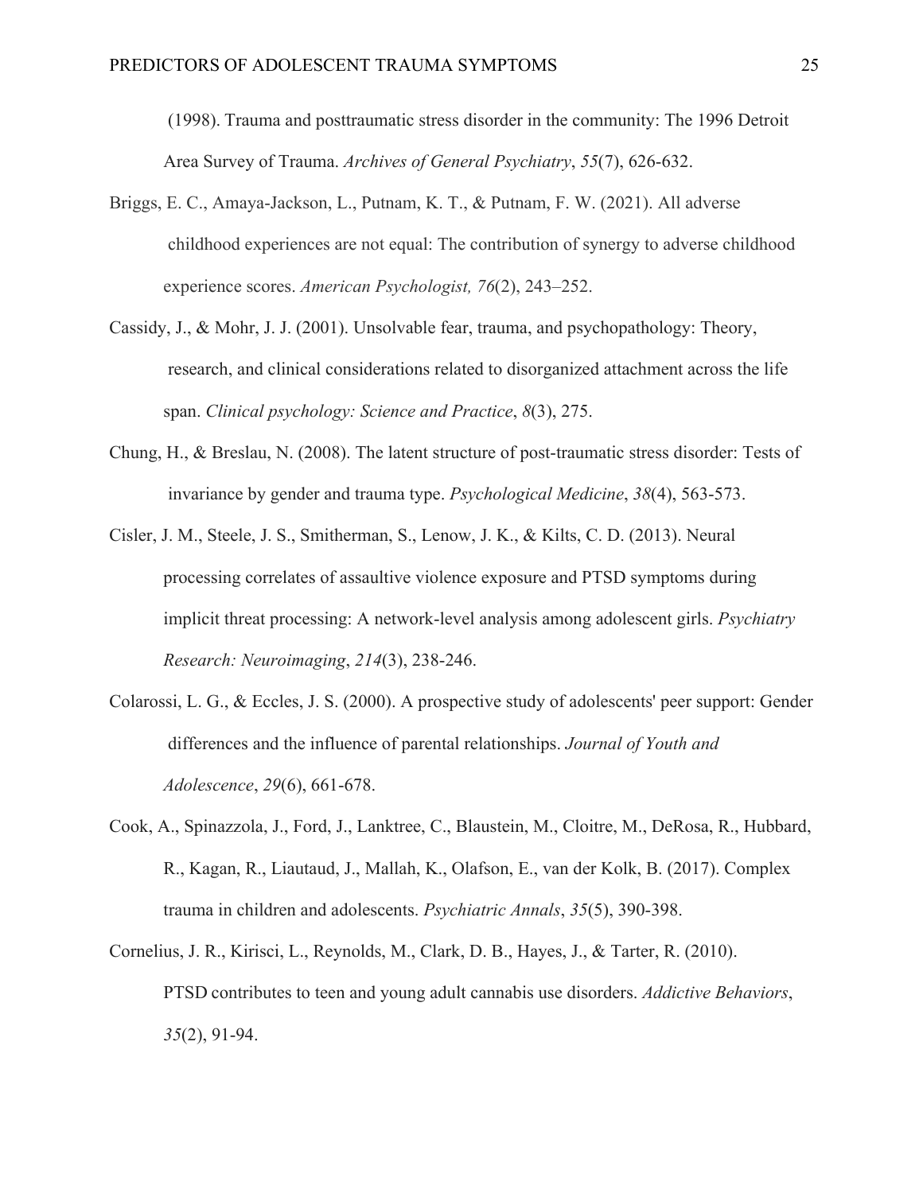(1998). Trauma and posttraumatic stress disorder in the community: The 1996 Detroit Area Survey of Trauma. *Archives of General Psychiatry*, *55*(7), 626-632.

Briggs, E. C., Amaya-Jackson, L., Putnam, K. T., & Putnam, F. W. (2021). All adverse childhood experiences are not equal: The contribution of synergy to adverse childhood experience scores. *American Psychologist, 76*(2), 243–252.

Cassidy, J., & Mohr, J. J. (2001). Unsolvable fear, trauma, and psychopathology: Theory, research, and clinical considerations related to disorganized attachment across the life span. *Clinical psychology: Science and Practice*, *8*(3), 275.

Chung, H., & Breslau, N. (2008). The latent structure of post-traumatic stress disorder: Tests of invariance by gender and trauma type. *Psychological Medicine*, *38*(4), 563-573.

Cisler, J. M., Steele, J. S., Smitherman, S., Lenow, J. K., & Kilts, C. D. (2013). Neural processing correlates of assaultive violence exposure and PTSD symptoms during implicit threat processing: A network-level analysis among adolescent girls. *Psychiatry Research: Neuroimaging*, *214*(3), 238-246.

Colarossi, L. G., & Eccles, J. S. (2000). A prospective study of adolescents' peer support: Gender differences and the influence of parental relationships. *Journal of Youth and Adolescence*, *29*(6), 661-678.

Cook, A., Spinazzola, J., Ford, J., Lanktree, C., Blaustein, M., Cloitre, M., DeRosa, R., Hubbard, R., Kagan, R., Liautaud, J., Mallah, K., Olafson, E., van der Kolk, B. (2017). Complex trauma in children and adolescents. *Psychiatric Annals*, *35*(5), 390-398.

Cornelius, J. R., Kirisci, L., Reynolds, M., Clark, D. B., Hayes, J., & Tarter, R. (2010). PTSD contributes to teen and young adult cannabis use disorders. *Addictive Behaviors*, *35*(2), 91-94.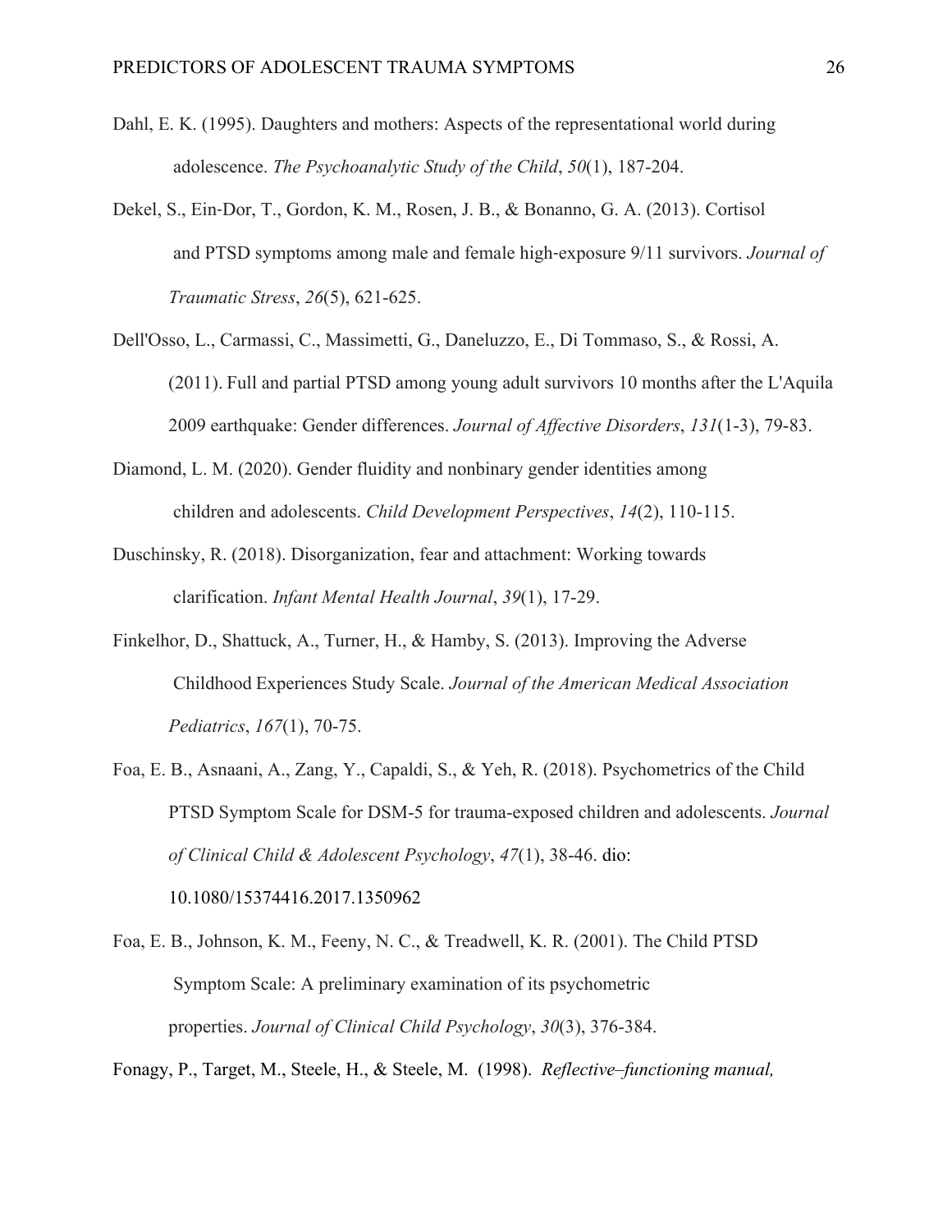Dahl, E. K. (1995). Daughters and mothers: Aspects of the representational world during adolescence. *The Psychoanalytic Study of the Child*, *50*(1), 187-204.

Dekel, S., Ein-Dor, T., Gordon, K. M., Rosen, J. B., & Bonanno, G. A. (2013). Cortisol and PTSD symptoms among male and female high-exposure 9/11 survivors. *Journal of Traumatic Stress*, *26*(5), 621-625.

Dell'Osso, L., Carmassi, C., Massimetti, G., Daneluzzo, E., Di Tommaso, S., & Rossi, A. (2011). Full and partial PTSD among young adult survivors 10 months after the L'Aquila 2009 earthquake: Gender differences. *Journal of Affective Disorders*, *131*(1-3), 79-83.

Diamond, L. M. (2020). Gender fluidity and nonbinary gender identities among children and adolescents. *Child Development Perspectives*, *14*(2), 110-115.

Duschinsky, R. (2018). Disorganization, fear and attachment: Working towards clarification. *Infant Mental Health Journal*, *39*(1), 17-29.

Finkelhor, D., Shattuck, A., Turner, H., & Hamby, S. (2013). Improving the Adverse Childhood Experiences Study Scale. *Journal of the American Medical Association Pediatrics*, *167*(1), 70-75.

Foa, E. B., Asnaani, A., Zang, Y., Capaldi, S., & Yeh, R. (2018). Psychometrics of the Child PTSD Symptom Scale for DSM-5 for trauma-exposed children and adolescents. *Journal of Clinical Child & Adolescent Psychology*, *47*(1), 38-46. dio: 10.1080/15374416.2017.1350962

Foa, E. B., Johnson, K. M., Feeny, N. C., & Treadwell, K. R. (2001). The Child PTSD Symptom Scale: A preliminary examination of its psychometric properties. *Journal of Clinical Child Psychology*, *30*(3), 376-384.

Fonagy, P., Target, M., Steele, H., & Steele, M. (1998). *Reflective–functioning manual,*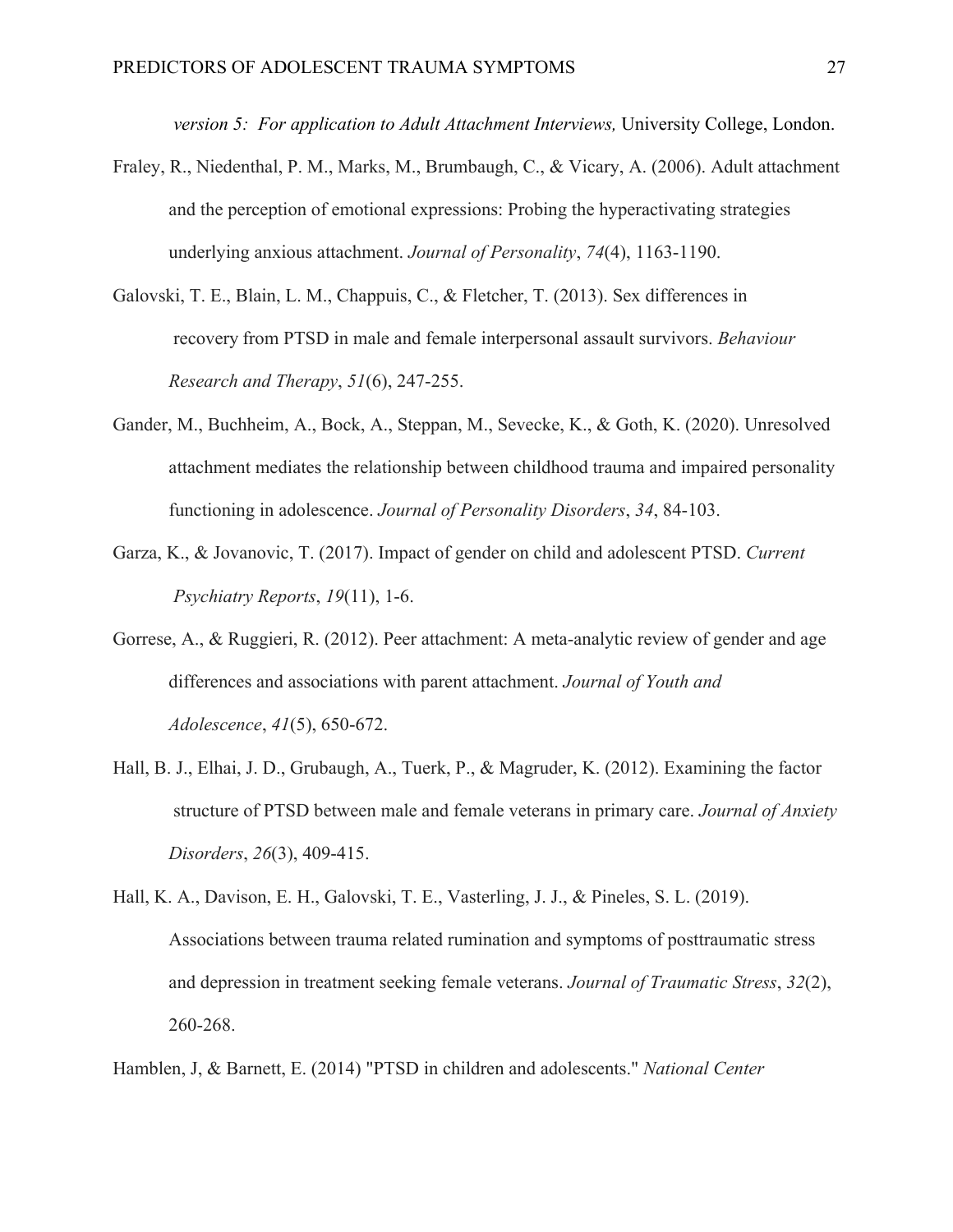*version 5: For application to Adult Attachment Interviews,* University College, London.

Fraley, R., Niedenthal, P. M., Marks, M., Brumbaugh, C., & Vicary, A. (2006). Adult attachment and the perception of emotional expressions: Probing the hyperactivating strategies underlying anxious attachment. *Journal of Personality*, *74*(4), 1163-1190.

Galovski, T. E., Blain, L. M., Chappuis, C., & Fletcher, T. (2013). Sex differences in recovery from PTSD in male and female interpersonal assault survivors. *Behaviour Research and Therapy*, *51*(6), 247-255.

Gander, M., Buchheim, A., Bock, A., Steppan, M., Sevecke, K., & Goth, K. (2020). Unresolved attachment mediates the relationship between childhood trauma and impaired personality functioning in adolescence. *Journal of Personality Disorders*, *34*, 84-103.

Garza, K., & Jovanovic, T. (2017). Impact of gender on child and adolescent PTSD. *Current Psychiatry Reports*, *19*(11), 1-6.

Gorrese, A., & Ruggieri, R. (2012). Peer attachment: A meta-analytic review of gender and age differences and associations with parent attachment. *Journal of Youth and Adolescence*, *41*(5), 650-672.

Hall, B. J., Elhai, J. D., Grubaugh, A., Tuerk, P., & Magruder, K. (2012). Examining the factor structure of PTSD between male and female veterans in primary care. *Journal of Anxiety Disorders*, *26*(3), 409-415.

Hall, K. A., Davison, E. H., Galovski, T. E., Vasterling, J. J., & Pineles, S. L. (2019). Associations between trauma related rumination and symptoms of posttraumatic stress and depression in treatment seeking female veterans. *Journal of Traumatic Stress*, *32*(2), 260-268.

Hamblen, J, & Barnett, E. (2014) "PTSD in children and adolescents." *National Center*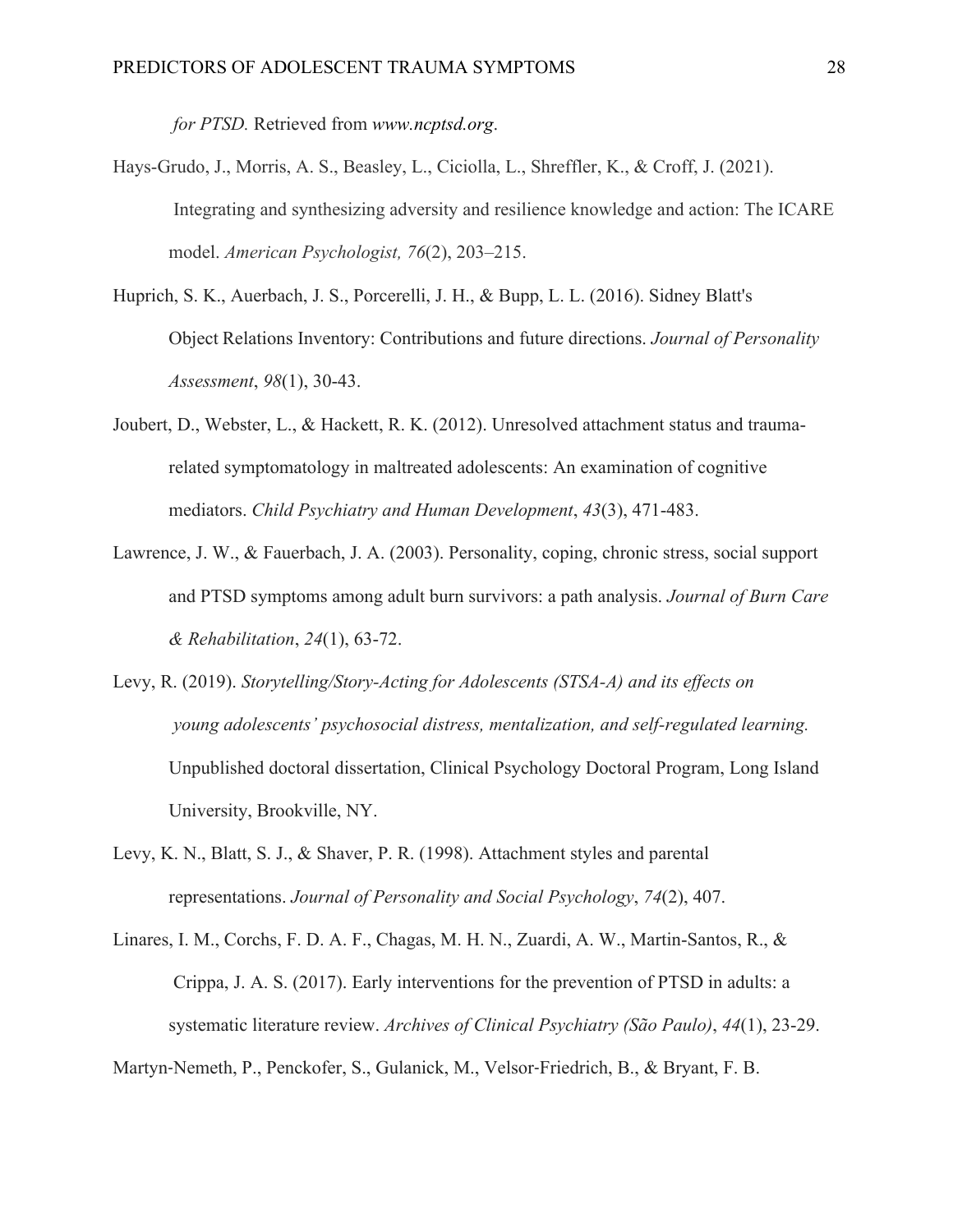*for PTSD.* Retrieved from *www.ncptsd.org*.

Hays-Grudo, J., Morris, A. S., Beasley, L., Ciciolla, L., Shreffler, K., & Croff, J. (2021). Integrating and synthesizing adversity and resilience knowledge and action: The ICARE model. *American Psychologist, 76*(2), 203–215.

Huprich, S. K., Auerbach, J. S., Porcerelli, J. H., & Bupp, L. L. (2016). Sidney Blatt's Object Relations Inventory: Contributions and future directions. *Journal of Personality Assessment*, *98*(1), 30-43.

Joubert, D., Webster, L., & Hackett, R. K. (2012). Unresolved attachment status and trauma-related symptomatology in maltreated adolescents: An examination of cognitive mediators. *Child Psychiatry and Human Development*, *43*(3), 471-483.

Lawrence, J. W., & Fauerbach, J. A. (2003). Personality, coping, chronic stress, social support and PTSD symptoms among adult burn survivors: a path analysis. *Journal of Burn Care & Rehabilitation*, *24*(1), 63-72.

Levy, R. (2019). *Storytelling/Story-Acting for Adolescents (STSA-A) and its effects on young adolescents' psychosocial distress, mentalization, and self-regulated learning.* Unpublished doctoral dissertation, Clinical Psychology Doctoral Program, Long Island University, Brookville, NY.

Levy, K. N., Blatt, S. J., & Shaver, P. R. (1998). Attachment styles and parental representations. *Journal of Personality and Social Psychology*, *74*(2), 407.

Linares, I. M., Corchs, F. D. A. F., Chagas, M. H. N., Zuardi, A. W., Martin-Santos, R., & Crippa, J. A. S. (2017). Early interventions for the prevention of PTSD in adults: a systematic literature review. *Archives of Clinical Psychiatry (São Paulo)*, *44*(1), 23-29.

Martyn-Nemeth, P., Penckofer, S., Gulanick, M., Velsor-Friedrich, B., & Bryant, F. B.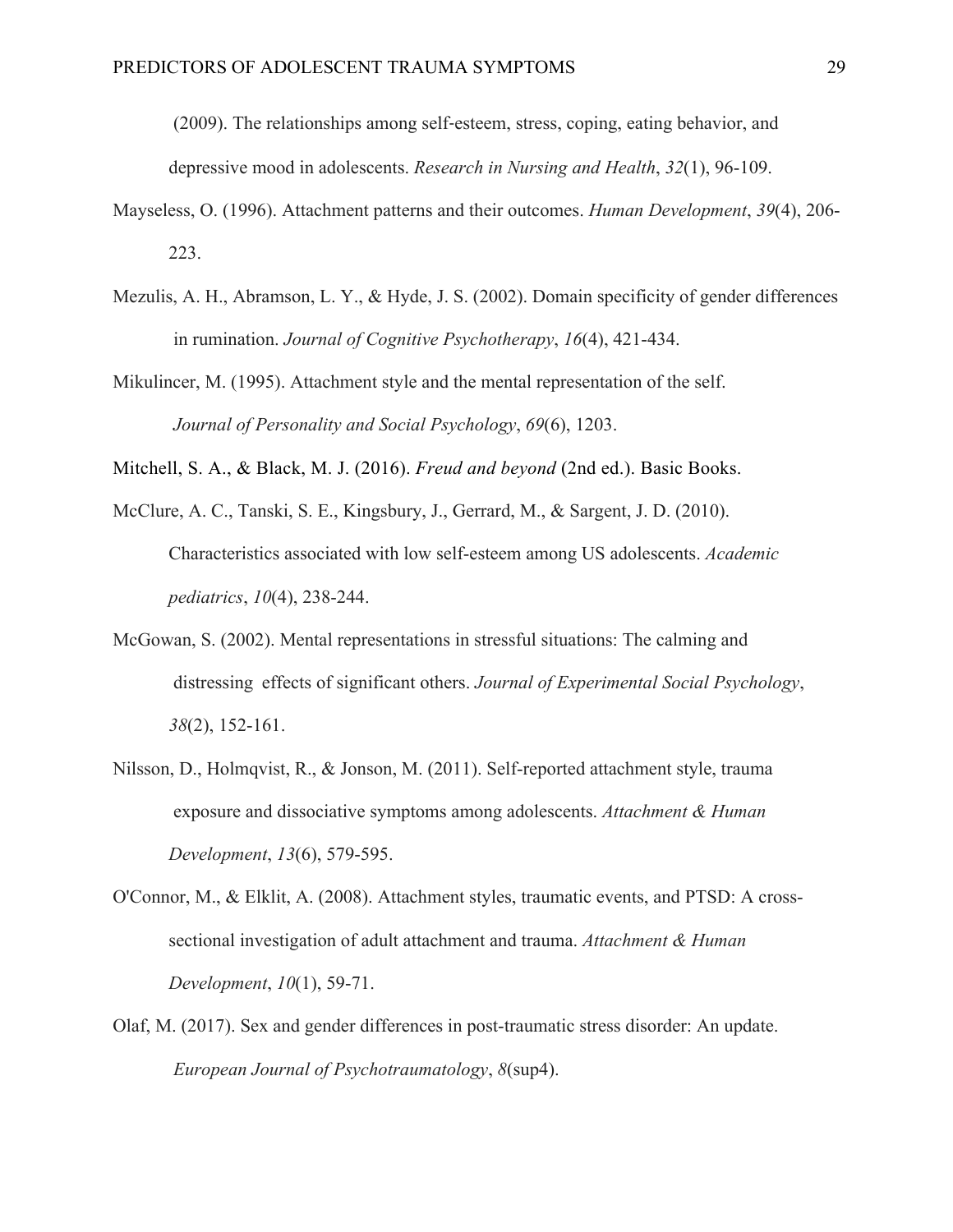(2009). The relationships among self-esteem, stress, coping, eating behavior, and depressive mood in adolescents. *Research in Nursing and Health*, *32*(1), 96-109.

Mayseless, O. (1996). Attachment patterns and their outcomes. *Human Development*, *39*(4), 206-223.

Mezulis, A. H., Abramson, L. Y., & Hyde, J. S. (2002). Domain specificity of gender differences in rumination. *Journal of Cognitive Psychotherapy*, *16*(4), 421-434.

Mikulincer, M. (1995). Attachment style and the mental representation of the self. *Journal of Personality and Social Psychology*, *69*(6), 1203.

Mitchell, S. A., & Black, M. J. (2016). *Freud and beyond* (2nd ed.). Basic Books.

McClure, A. C., Tanski, S. E., Kingsbury, J., Gerrard, M., & Sargent, J. D. (2010). Characteristics associated with low self-esteem among US adolescents. *Academic pediatrics*, *10*(4), 238-244.

McGowan, S. (2002). Mental representations in stressful situations: The calming and distressing effects of significant others. *Journal of Experimental Social Psychology*, *38*(2), 152-161.

Nilsson, D., Holmqvist, R., & Jonson, M. (2011). Self-reported attachment style, trauma exposure and dissociative symptoms among adolescents. *Attachment & Human Development*, *13*(6), 579-595.

O'Connor, M., & Elklit, A. (2008). Attachment styles, traumatic events, and PTSD: A cross-sectional investigation of adult attachment and trauma. *Attachment & Human Development*, *10*(1), 59-71.

Olaf, M. (2017). Sex and gender differences in post-traumatic stress disorder: An update. *European Journal of Psychotraumatology*, *8*(sup4).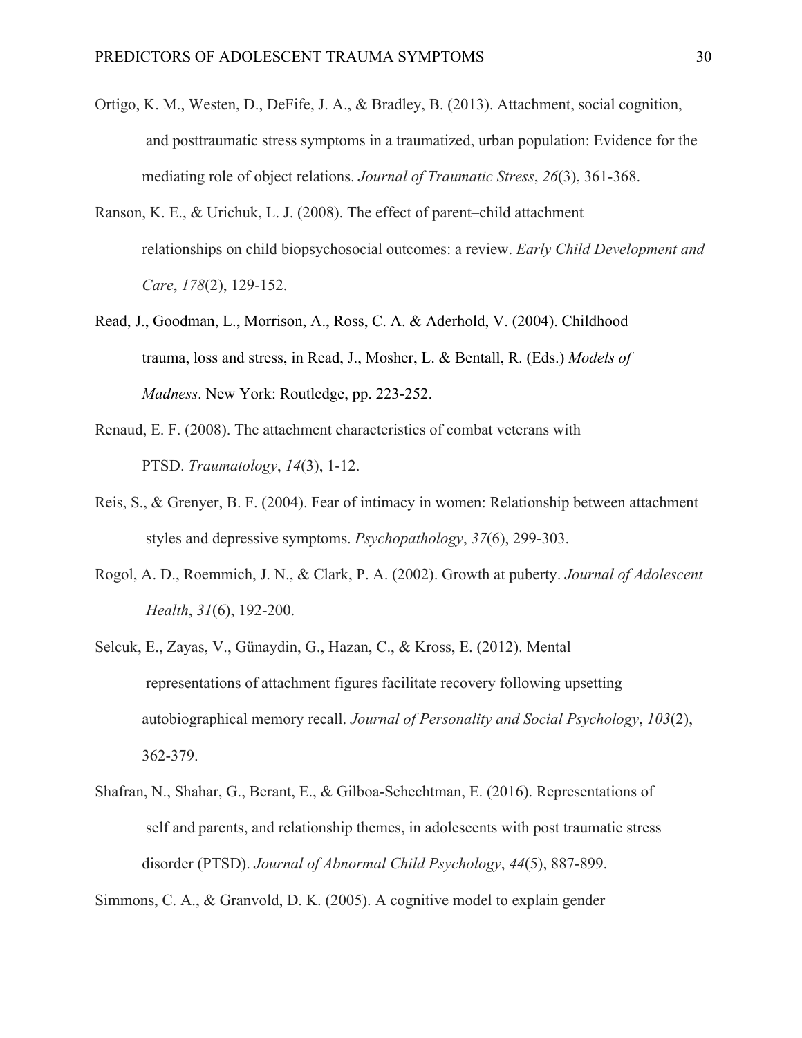Ortigo, K. M., Westen, D., DeFife, J. A., & Bradley, B. (2013). Attachment, social cognition, and posttraumatic stress symptoms in a traumatized, urban population: Evidence for the mediating role of object relations. *Journal of Traumatic Stress*, *26*(3), 361-368.

Ranson, K. E., & Urichuk, L. J. (2008). The effect of parent–child attachment relationships on child biopsychosocial outcomes: a review. *Early Child Development and Care*, *178*(2), 129-152.

Read, J., Goodman, L., Morrison, A., Ross, C. A. & Aderhold, V. (2004). Childhood trauma, loss and stress, in Read, J., Mosher, L. & Bentall, R. (Eds.) *Models of Madness*. New York: Routledge, pp. 223-252.

Renaud, E. F. (2008). The attachment characteristics of combat veterans with PTSD. *Traumatology*, *14*(3), 1-12.

Reis, S., & Grenyer, B. F. (2004). Fear of intimacy in women: Relationship between attachment styles and depressive symptoms. *Psychopathology*, *37*(6), 299-303.

Rogol, A. D., Roemmich, J. N., & Clark, P. A. (2002). Growth at puberty. *Journal of Adolescent Health*, *31*(6), 192-200.

Selcuk, E., Zayas, V., Günaydin, G., Hazan, C., & Kross, E. (2012). Mental representations of attachment figures facilitate recovery following upsetting autobiographical memory recall. *Journal of Personality and Social Psychology*, *103*(2), 362-379.

Shafran, N., Shahar, G., Berant, E., & Gilboa-Schechtman, E. (2016). Representations of self and parents, and relationship themes, in adolescents with post traumatic stress disorder (PTSD). *Journal of Abnormal Child Psychology*, *44*(5), 887-899.

Simmons, C. A., & Granvold, D. K. (2005). A cognitive model to explain gender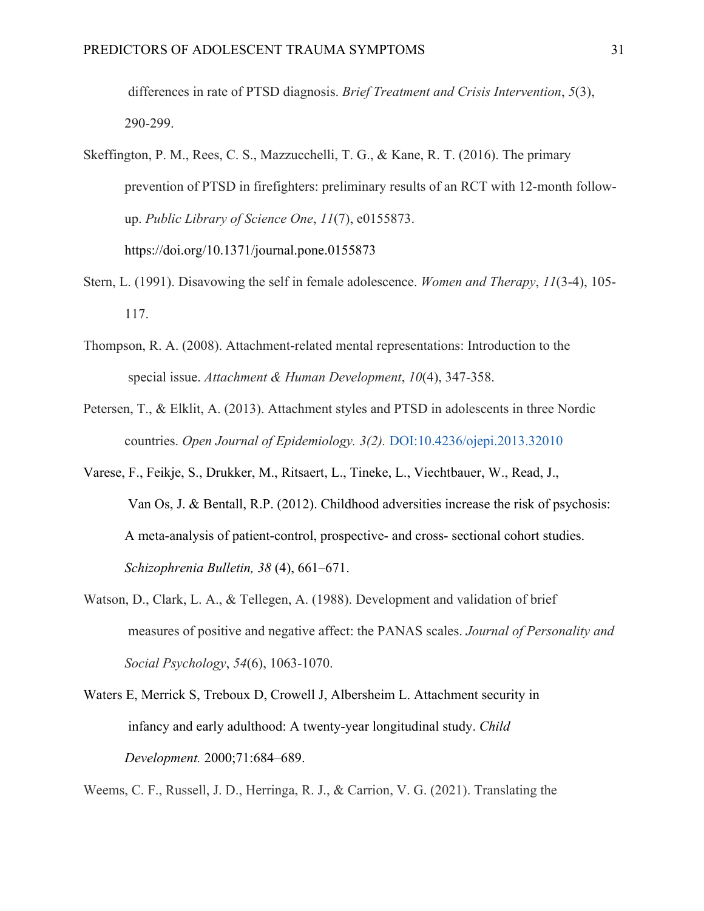differences in rate of PTSD diagnosis. *Brief Treatment and Crisis Intervention*, *5*(3), 290-299.

Skeffington, P. M., Rees, C. S., Mazzucchelli, T. G., & Kane, R. T. (2016). The primary prevention of PTSD in firefighters: preliminary results of an RCT with 12-month follow-up. *Public Library of Science One*, *11*(7), e0155873. https://doi.org/10.1371/journal.pone.0155873

Stern, L. (1991). Disavowing the self in female adolescence. *Women and Therapy*, *11*(3-4), 105-117.

Thompson, R. A. (2008). Attachment-related mental representations: Introduction to the special issue. *Attachment & Human Development*, *10*(4), 347-358.

Petersen, T., & Elklit, A. (2013). Attachment styles and PTSD in adolescents in three Nordic countries. *Open Journal of Epidemiology. 3(2).* DOI:10.4236/ojepi.2013.32010

Varese, F., Feikje, S., Drukker, M., Ritsaert, L., Tineke, L., Viechtbauer, W., Read, J., Van Os, J. & Bentall, R.P. (2012). Childhood adversities increase the risk of psychosis: A meta-analysis of patient-control, prospective- and cross- sectional cohort studies. *Schizophrenia Bulletin, 38* (4), 661–671.

Watson, D., Clark, L. A., & Tellegen, A. (1988). Development and validation of brief measures of positive and negative affect: the PANAS scales. *Journal of Personality and Social Psychology*, *54*(6), 1063-1070.

Waters E, Merrick S, Treboux D, Crowell J, Albersheim L. Attachment security in infancy and early adulthood: A twenty-year longitudinal study. *Child Development.* 2000;71:684–689.

Weems, C. F., Russell, J. D., Herringa, R. J., & Carrion, V. G. (2021). Translating the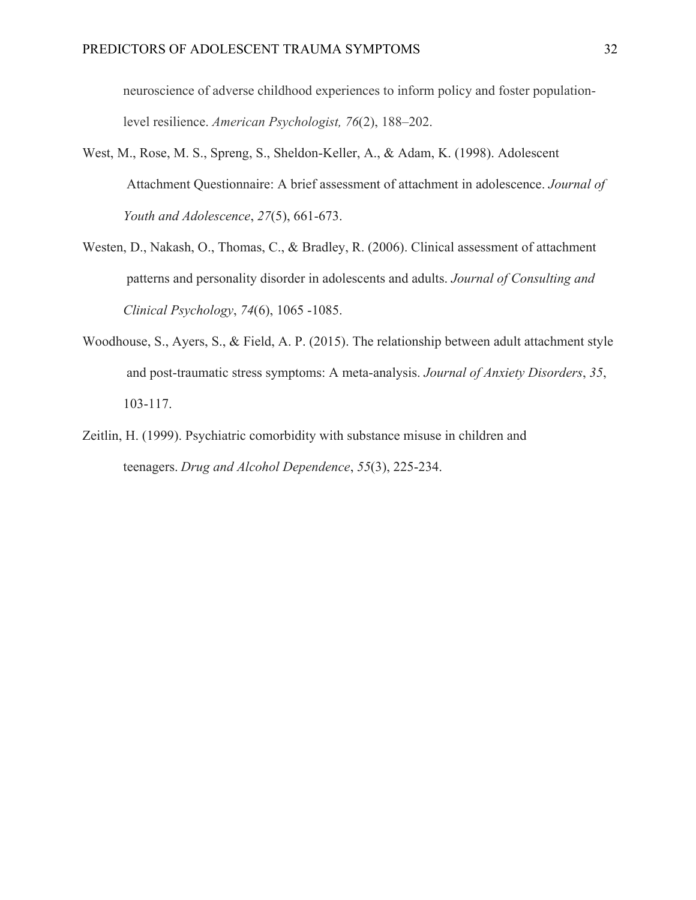neuroscience of adverse childhood experiences to inform policy and foster population-level resilience. *American Psychologist, 76*(2), 188–202.

West, M., Rose, M. S., Spreng, S., Sheldon-Keller, A., & Adam, K. (1998). Adolescent Attachment Questionnaire: A brief assessment of attachment in adolescence. *Journal of Youth and Adolescence*, *27*(5), 661-673.

Westen, D., Nakash, O., Thomas, C., & Bradley, R. (2006). Clinical assessment of attachment patterns and personality disorder in adolescents and adults. *Journal of Consulting and Clinical Psychology*, *74*(6), 1065 -1085.

Woodhouse, S., Ayers, S., & Field, A. P. (2015). The relationship between adult attachment style and post-traumatic stress symptoms: A meta-analysis. *Journal of Anxiety Disorders*, *35*, 103-117.

Zeitlin, H. (1999). Psychiatric comorbidity with substance misuse in children and teenagers. *Drug and Alcohol Dependence*, *55*(3), 225-234.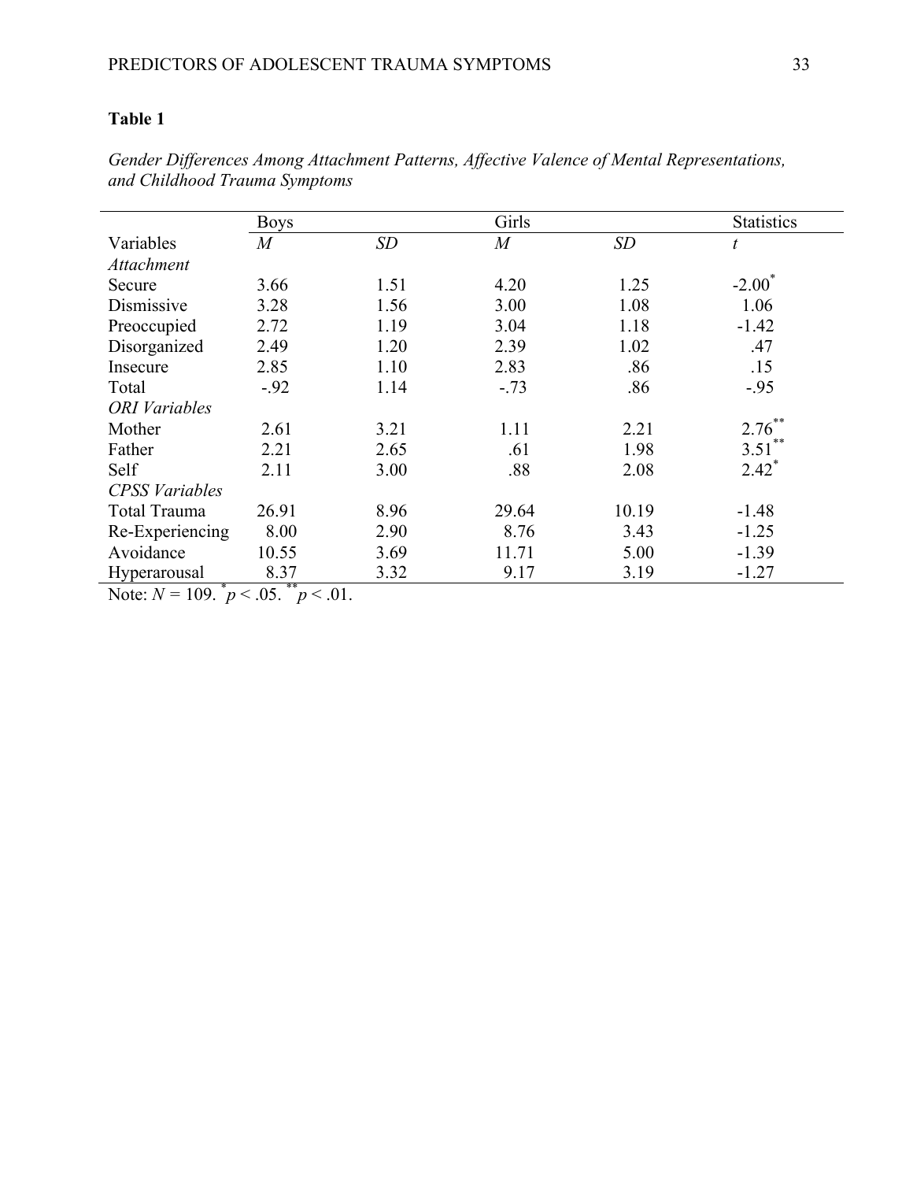**Table 1**

*Gender Differences Among Attachment Patterns, Affective Valence of Mental Representations, and Childhood Trauma Symptoms*

| | Boys | | Girls | | Statistics |
|---|---|---|---|---|---|
| Variables | *M* | *SD* | *M* | *SD* | *t* |
| *Attachment* | | | | | |
| Secure | 3.66 | 1.51 | 4.20 | 1.25 | -2.00* |
| Dismissive | 3.28 | 1.56 | 3.00 | 1.08 | 1.06 |
| Preoccupied | 2.72 | 1.19 | 3.04 | 1.18 | -1.42 |
| Disorganized | 2.49 | 1.20 | 2.39 | 1.02 | .47 |
| Insecure | 2.85 | 1.10 | 2.83 | .86 | .15 |
| Total | -.92 | 1.14 | -.73 | .86 | -.95 |
| *ORI Variables* | | | | | |
| Mother | 2.61 | 3.21 | 1.11 | 2.21 | 2.76** |
| Father | 2.21 | 2.65 | .61 | 1.98 | 3.51** |
| Self | 2.11 | 3.00 | .88 | 2.08 | 2.42* |
| *CPSS Variables* | | | | | |
| Total Trauma | 26.91 | 8.96 | 29.64 | 10.19 | -1.48 |
| Re-Experiencing | 8.00 | 2.90 | 8.76 | 3.43 | -1.25 |
| Avoidance | 10.55 | 3.69 | 11.71 | 5.00 | -1.39 |
| Hyperarousal | 8.37 | 3.32 | 9.17 | 3.19 | -1.27 |

Note: $N = 109$. * $p < .05$. ** $p < .01$.